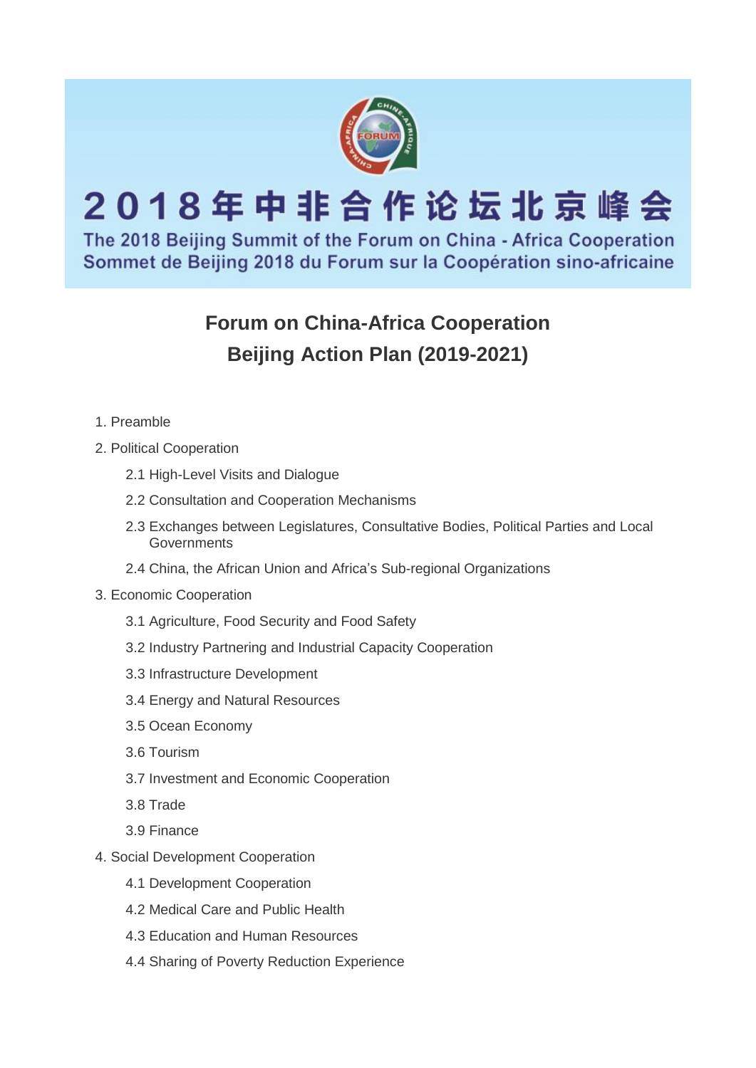2018年中非合作论坛北京峰会

The 2018 Beijing Summit of the Forum on China - Africa Cooperation
Sommet de Beijing 2018 du Forum sur la Coopération sino-africaine

# Forum on China-Africa Cooperation Beijing Action Plan (2019-2021)

1. Preamble
2. Political Cooperation
    - 2.1 High-Level Visits and Dialogue
    - 2.2 Consultation and Cooperation Mechanisms
    - 2.3 Exchanges between Legislatures, Consultative Bodies, Political Parties and Local Governments
    - 2.4 China, the African Union and Africa's Sub-regional Organizations
3. Economic Cooperation
    - 3.1 Agriculture, Food Security and Food Safety
    - 3.2 Industry Partnering and Industrial Capacity Cooperation
    - 3.3 Infrastructure Development
    - 3.4 Energy and Natural Resources
    - 3.5 Ocean Economy
    - 3.6 Tourism
    - 3.7 Investment and Economic Cooperation
    - 3.8 Trade
    - 3.9 Finance
4. Social Development Cooperation
    - 4.1 Development Cooperation
    - 4.2 Medical Care and Public Health
    - 4.3 Education and Human Resources
    - 4.4 Sharing of Poverty Reduction Experience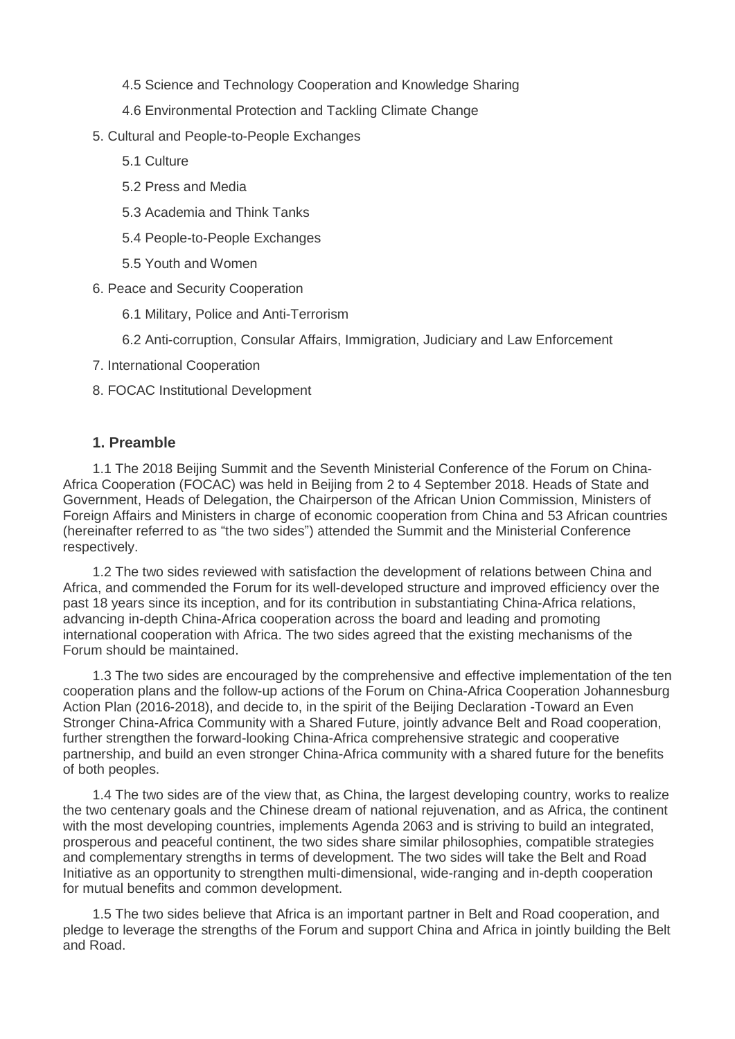4.5 Science and Technology Cooperation and Knowledge Sharing

4.6 Environmental Protection and Tackling Climate Change

5. Cultural and People-to-People Exchanges

5.1 Culture

5.2 Press and Media

5.3 Academia and Think Tanks

5.4 People-to-People Exchanges

5.5 Youth and Women

6. Peace and Security Cooperation

6.1 Military, Police and Anti-Terrorism

6.2 Anti-corruption, Consular Affairs, Immigration, Judiciary and Law Enforcement

7. International Cooperation

8. FOCAC Institutional Development

## 1. Preamble

1.1 The 2018 Beijing Summit and the Seventh Ministerial Conference of the Forum on China-Africa Cooperation (FOCAC) was held in Beijing from 2 to 4 September 2018. Heads of State and Government, Heads of Delegation, the Chairperson of the African Union Commission, Ministers of Foreign Affairs and Ministers in charge of economic cooperation from China and 53 African countries (hereinafter referred to as "the two sides") attended the Summit and the Ministerial Conference respectively.

1.2 The two sides reviewed with satisfaction the development of relations between China and Africa, and commended the Forum for its well-developed structure and improved efficiency over the past 18 years since its inception, and for its contribution in substantiating China-Africa relations, advancing in-depth China-Africa cooperation across the board and leading and promoting international cooperation with Africa. The two sides agreed that the existing mechanisms of the Forum should be maintained.

1.3 The two sides are encouraged by the comprehensive and effective implementation of the ten cooperation plans and the follow-up actions of the Forum on China-Africa Cooperation Johannesburg Action Plan (2016-2018), and decide to, in the spirit of the Beijing Declaration -Toward an Even Stronger China-Africa Community with a Shared Future, jointly advance Belt and Road cooperation, further strengthen the forward-looking China-Africa comprehensive strategic and cooperative partnership, and build an even stronger China-Africa community with a shared future for the benefits of both peoples.

1.4 The two sides are of the view that, as China, the largest developing country, works to realize the two centenary goals and the Chinese dream of national rejuvenation, and as Africa, the continent with the most developing countries, implements Agenda 2063 and is striving to build an integrated, prosperous and peaceful continent, the two sides share similar philosophies, compatible strategies and complementary strengths in terms of development. The two sides will take the Belt and Road Initiative as an opportunity to strengthen multi-dimensional, wide-ranging and in-depth cooperation for mutual benefits and common development.

1.5 The two sides believe that Africa is an important partner in Belt and Road cooperation, and pledge to leverage the strengths of the Forum and support China and Africa in jointly building the Belt and Road.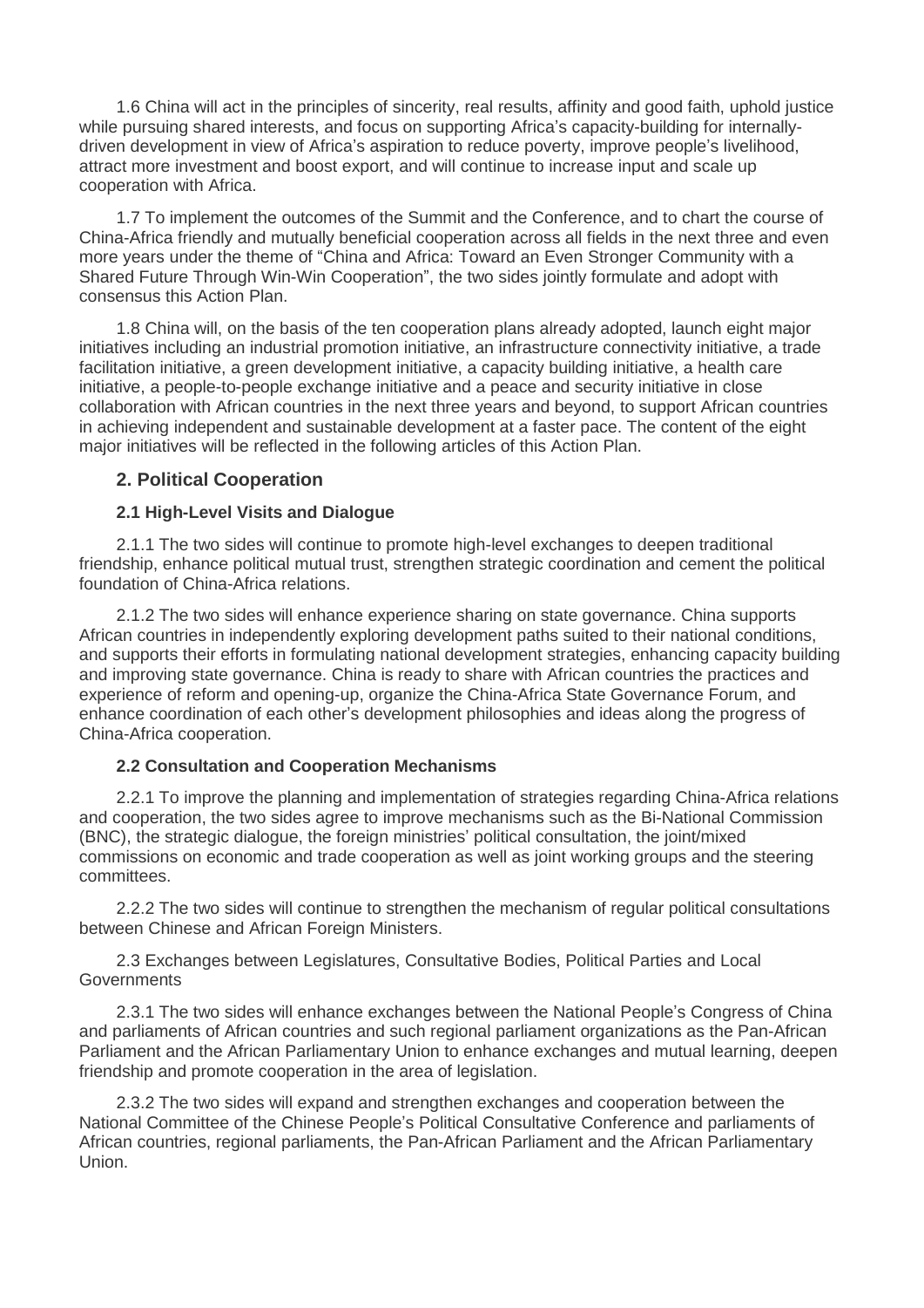1.6 China will act in the principles of sincerity, real results, affinity and good faith, uphold justice while pursuing shared interests, and focus on supporting Africa's capacity-building for internally-driven development in view of Africa's aspiration to reduce poverty, improve people's livelihood, attract more investment and boost export, and will continue to increase input and scale up cooperation with Africa.

1.7 To implement the outcomes of the Summit and the Conference, and to chart the course of China-Africa friendly and mutually beneficial cooperation across all fields in the next three and even more years under the theme of "China and Africa: Toward an Even Stronger Community with a Shared Future Through Win-Win Cooperation", the two sides jointly formulate and adopt with consensus this Action Plan.

1.8 China will, on the basis of the ten cooperation plans already adopted, launch eight major initiatives including an industrial promotion initiative, an infrastructure connectivity initiative, a trade facilitation initiative, a green development initiative, a capacity building initiative, a health care initiative, a people-to-people exchange initiative and a peace and security initiative in close collaboration with African countries in the next three years and beyond, to support African countries in achieving independent and sustainable development at a faster pace. The content of the eight major initiatives will be reflected in the following articles of this Action Plan.

## 2. Political Cooperation

### 2.1 High-Level Visits and Dialogue

2.1.1 The two sides will continue to promote high-level exchanges to deepen traditional friendship, enhance political mutual trust, strengthen strategic coordination and cement the political foundation of China-Africa relations.

2.1.2 The two sides will enhance experience sharing on state governance. China supports African countries in independently exploring development paths suited to their national conditions, and supports their efforts in formulating national development strategies, enhancing capacity building and improving state governance. China is ready to share with African countries the practices and experience of reform and opening-up, organize the China-Africa State Governance Forum, and enhance coordination of each other's development philosophies and ideas along the progress of China-Africa cooperation.

### 2.2 Consultation and Cooperation Mechanisms

2.2.1 To improve the planning and implementation of strategies regarding China-Africa relations and cooperation, the two sides agree to improve mechanisms such as the Bi-National Commission (BNC), the strategic dialogue, the foreign ministries' political consultation, the joint/mixed commissions on economic and trade cooperation as well as joint working groups and the steering committees.

2.2.2 The two sides will continue to strengthen the mechanism of regular political consultations between Chinese and African Foreign Ministers.

2.3 Exchanges between Legislatures, Consultative Bodies, Political Parties and Local Governments

2.3.1 The two sides will enhance exchanges between the National People's Congress of China and parliaments of African countries and such regional parliament organizations as the Pan-African Parliament and the African Parliamentary Union to enhance exchanges and mutual learning, deepen friendship and promote cooperation in the area of legislation.

2.3.2 The two sides will expand and strengthen exchanges and cooperation between the National Committee of the Chinese People's Political Consultative Conference and parliaments of African countries, regional parliaments, the Pan-African Parliament and the African Parliamentary Union.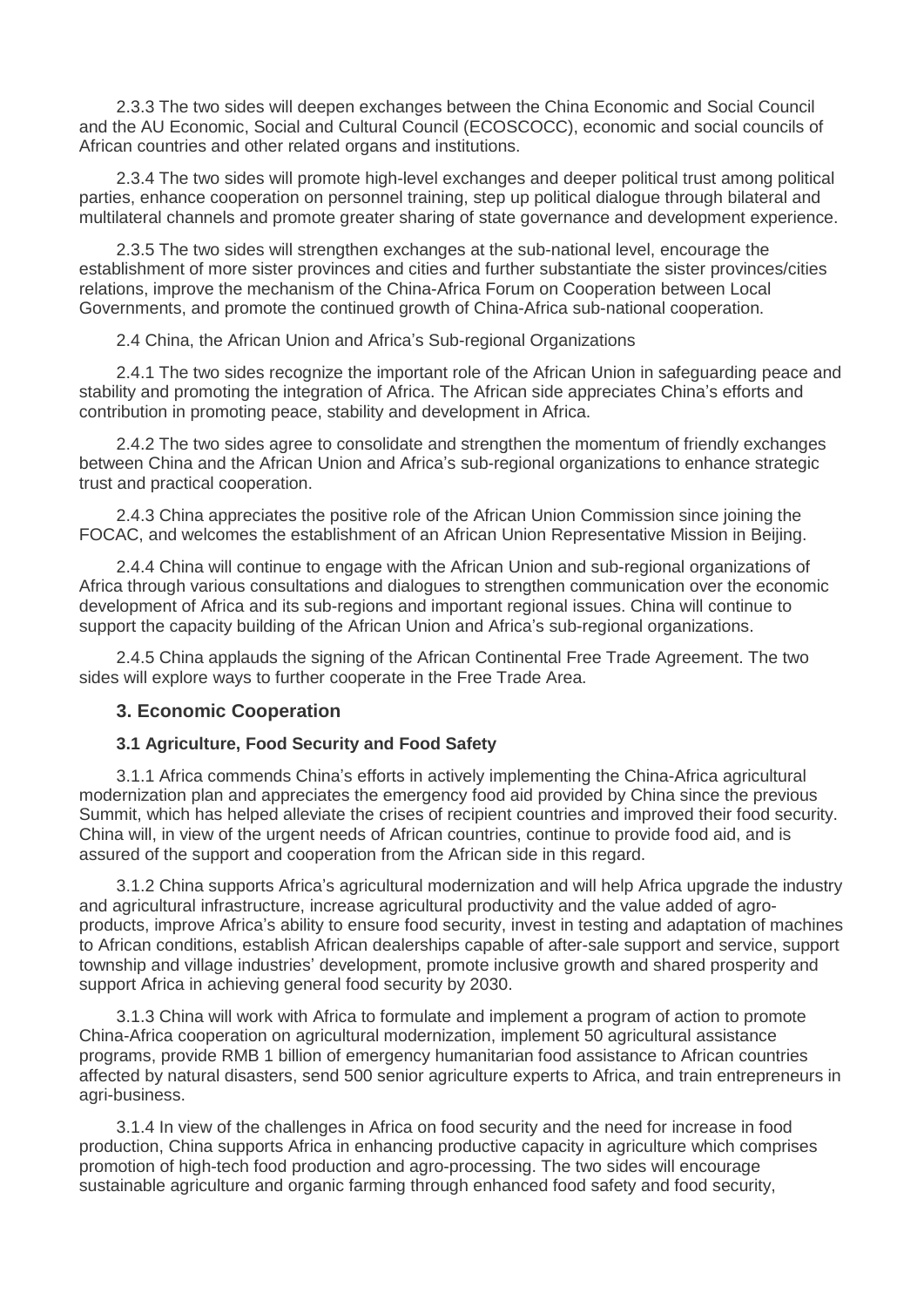2.3.3 The two sides will deepen exchanges between the China Economic and Social Council and the AU Economic, Social and Cultural Council (ECOSCOCC), economic and social councils of African countries and other related organs and institutions.

2.3.4 The two sides will promote high-level exchanges and deeper political trust among political parties, enhance cooperation on personnel training, step up political dialogue through bilateral and multilateral channels and promote greater sharing of state governance and development experience.

2.3.5 The two sides will strengthen exchanges at the sub-national level, encourage the establishment of more sister provinces and cities and further substantiate the sister provinces/cities relations, improve the mechanism of the China-Africa Forum on Cooperation between Local Governments, and promote the continued growth of China-Africa sub-national cooperation.

2.4 China, the African Union and Africa's Sub-regional Organizations

2.4.1 The two sides recognize the important role of the African Union in safeguarding peace and stability and promoting the integration of Africa. The African side appreciates China's efforts and contribution in promoting peace, stability and development in Africa.

2.4.2 The two sides agree to consolidate and strengthen the momentum of friendly exchanges between China and the African Union and Africa's sub-regional organizations to enhance strategic trust and practical cooperation.

2.4.3 China appreciates the positive role of the African Union Commission since joining the FOCAC, and welcomes the establishment of an African Union Representative Mission in Beijing.

2.4.4 China will continue to engage with the African Union and sub-regional organizations of Africa through various consultations and dialogues to strengthen communication over the economic development of Africa and its sub-regions and important regional issues. China will continue to support the capacity building of the African Union and Africa's sub-regional organizations.

2.4.5 China applauds the signing of the African Continental Free Trade Agreement. The two sides will explore ways to further cooperate in the Free Trade Area.

### 3. Economic Cooperation

#### 3.1 Agriculture, Food Security and Food Safety

3.1.1 Africa commends China's efforts in actively implementing the China-Africa agricultural modernization plan and appreciates the emergency food aid provided by China since the previous Summit, which has helped alleviate the crises of recipient countries and improved their food security. China will, in view of the urgent needs of African countries, continue to provide food aid, and is assured of the support and cooperation from the African side in this regard.

3.1.2 China supports Africa's agricultural modernization and will help Africa upgrade the industry and agricultural infrastructure, increase agricultural productivity and the value added of agro-products, improve Africa's ability to ensure food security, invest in testing and adaptation of machines to African conditions, establish African dealerships capable of after-sale support and service, support township and village industries' development, promote inclusive growth and shared prosperity and support Africa in achieving general food security by 2030.

3.1.3 China will work with Africa to formulate and implement a program of action to promote China-Africa cooperation on agricultural modernization, implement 50 agricultural assistance programs, provide RMB 1 billion of emergency humanitarian food assistance to African countries affected by natural disasters, send 500 senior agriculture experts to Africa, and train entrepreneurs in agri-business.

3.1.4 In view of the challenges in Africa on food security and the need for increase in food production, China supports Africa in enhancing productive capacity in agriculture which comprises promotion of high-tech food production and agro-processing. The two sides will encourage sustainable agriculture and organic farming through enhanced food safety and food security,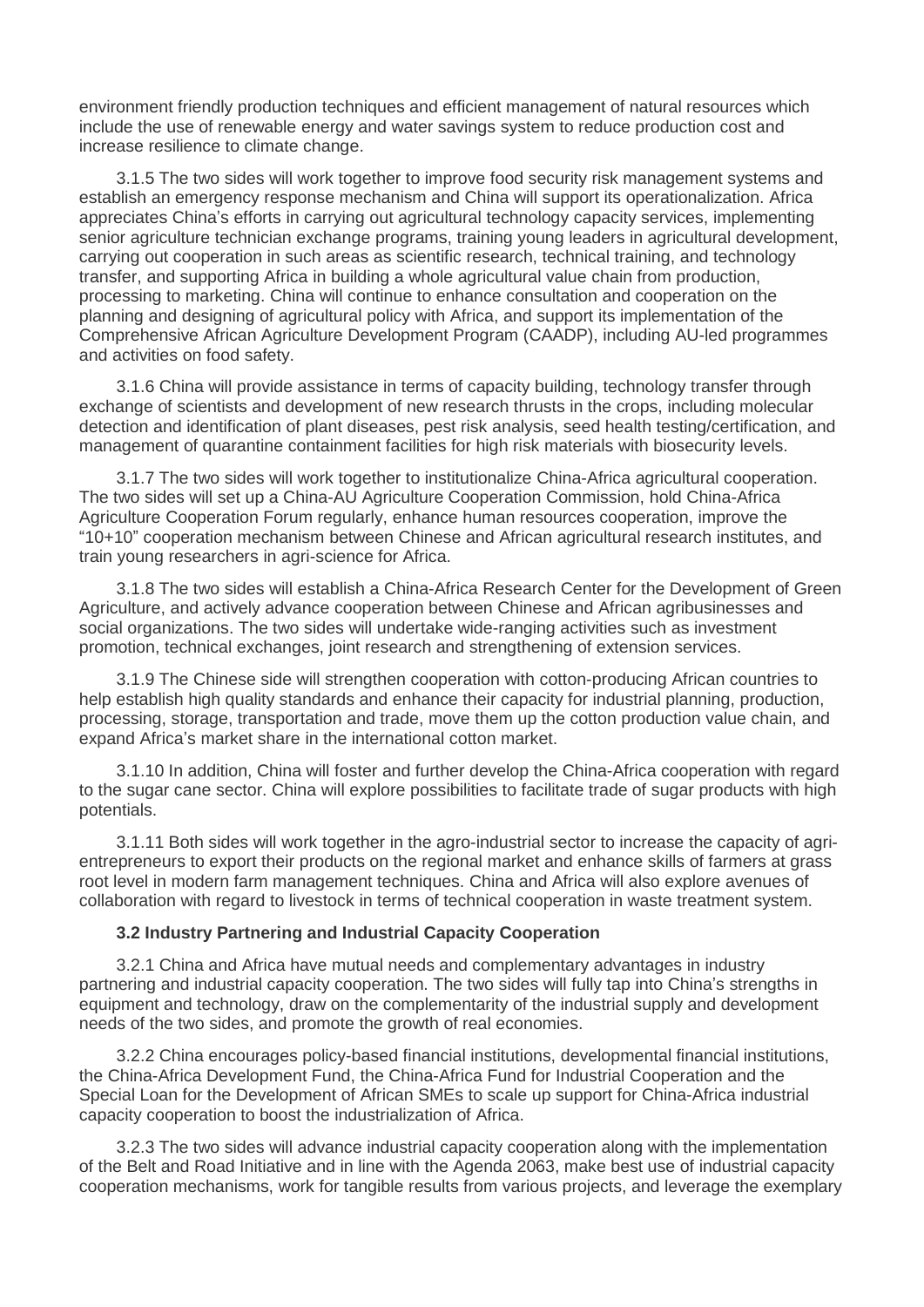environment friendly production techniques and efficient management of natural resources which include the use of renewable energy and water savings system to reduce production cost and increase resilience to climate change.

3.1.5 The two sides will work together to improve food security risk management systems and establish an emergency response mechanism and China will support its operationalization. Africa appreciates China's efforts in carrying out agricultural technology capacity services, implementing senior agriculture technician exchange programs, training young leaders in agricultural development, carrying out cooperation in such areas as scientific research, technical training, and technology transfer, and supporting Africa in building a whole agricultural value chain from production, processing to marketing. China will continue to enhance consultation and cooperation on the planning and designing of agricultural policy with Africa, and support its implementation of the Comprehensive African Agriculture Development Program (CAADP), including AU-led programmes and activities on food safety.

3.1.6 China will provide assistance in terms of capacity building, technology transfer through exchange of scientists and development of new research thrusts in the crops, including molecular detection and identification of plant diseases, pest risk analysis, seed health testing/certification, and management of quarantine containment facilities for high risk materials with biosecurity levels.

3.1.7 The two sides will work together to institutionalize China-Africa agricultural cooperation. The two sides will set up a China-AU Agriculture Cooperation Commission, hold China-Africa Agriculture Cooperation Forum regularly, enhance human resources cooperation, improve the "10+10" cooperation mechanism between Chinese and African agricultural research institutes, and train young researchers in agri-science for Africa.

3.1.8 The two sides will establish a China-Africa Research Center for the Development of Green Agriculture, and actively advance cooperation between Chinese and African agribusinesses and social organizations. The two sides will undertake wide-ranging activities such as investment promotion, technical exchanges, joint research and strengthening of extension services.

3.1.9 The Chinese side will strengthen cooperation with cotton-producing African countries to help establish high quality standards and enhance their capacity for industrial planning, production, processing, storage, transportation and trade, move them up the cotton production value chain, and expand Africa's market share in the international cotton market.

3.1.10 In addition, China will foster and further develop the China-Africa cooperation with regard to the sugar cane sector. China will explore possibilities to facilitate trade of sugar products with high potentials.

3.1.11 Both sides will work together in the agro-industrial sector to increase the capacity of agri-entrepreneurs to export their products on the regional market and enhance skills of farmers at grass root level in modern farm management techniques. China and Africa will also explore avenues of collaboration with regard to livestock in terms of technical cooperation in waste treatment system.

**3.2 Industry Partnering and Industrial Capacity Cooperation**

3.2.1 China and Africa have mutual needs and complementary advantages in industry partnering and industrial capacity cooperation. The two sides will fully tap into China's strengths in equipment and technology, draw on the complementarity of the industrial supply and development needs of the two sides, and promote the growth of real economies.

3.2.2 China encourages policy-based financial institutions, developmental financial institutions, the China-Africa Development Fund, the China-Africa Fund for Industrial Cooperation and the Special Loan for the Development of African SMEs to scale up support for China-Africa industrial capacity cooperation to boost the industrialization of Africa.

3.2.3 The two sides will advance industrial capacity cooperation along with the implementation of the Belt and Road Initiative and in line with the Agenda 2063, make best use of industrial capacity cooperation mechanisms, work for tangible results from various projects, and leverage the exemplary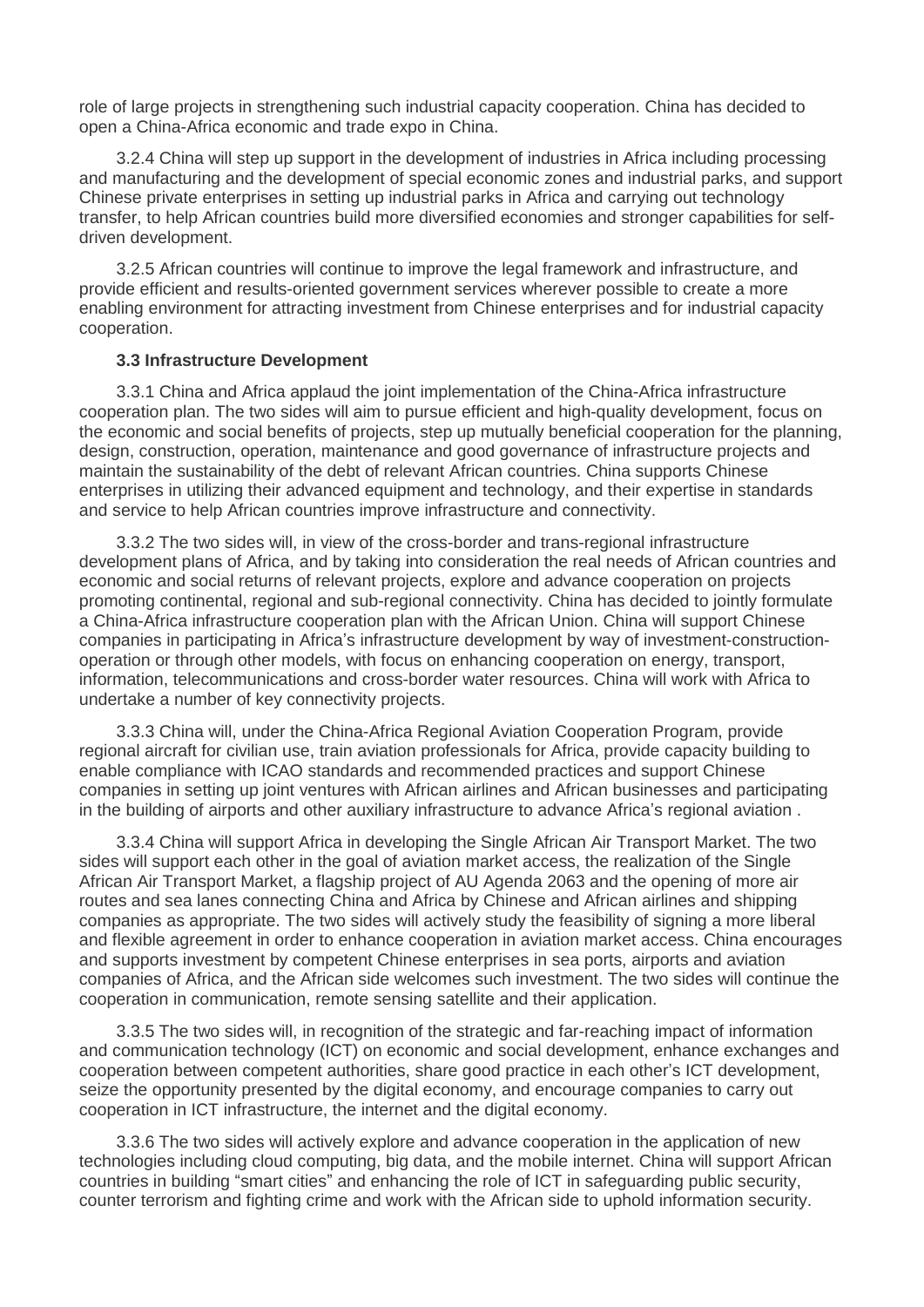role of large projects in strengthening such industrial capacity cooperation. China has decided to open a China-Africa economic and trade expo in China.

3.2.4 China will step up support in the development of industries in Africa including processing and manufacturing and the development of special economic zones and industrial parks, and support Chinese private enterprises in setting up industrial parks in Africa and carrying out technology transfer, to help African countries build more diversified economies and stronger capabilities for self-driven development.

3.2.5 African countries will continue to improve the legal framework and infrastructure, and provide efficient and results-oriented government services wherever possible to create a more enabling environment for attracting investment from Chinese enterprises and for industrial capacity cooperation.

**3.3 Infrastructure Development**

3.3.1 China and Africa applaud the joint implementation of the China-Africa infrastructure cooperation plan. The two sides will aim to pursue efficient and high-quality development, focus on the economic and social benefits of projects, step up mutually beneficial cooperation for the planning, design, construction, operation, maintenance and good governance of infrastructure projects and maintain the sustainability of the debt of relevant African countries. China supports Chinese enterprises in utilizing their advanced equipment and technology, and their expertise in standards and service to help African countries improve infrastructure and connectivity.

3.3.2 The two sides will, in view of the cross-border and trans-regional infrastructure development plans of Africa, and by taking into consideration the real needs of African countries and economic and social returns of relevant projects, explore and advance cooperation on projects promoting continental, regional and sub-regional connectivity. China has decided to jointly formulate a China-Africa infrastructure cooperation plan with the African Union. China will support Chinese companies in participating in Africa's infrastructure development by way of investment-construction-operation or through other models, with focus on enhancing cooperation on energy, transport, information, telecommunications and cross-border water resources. China will work with Africa to undertake a number of key connectivity projects.

3.3.3 China will, under the China-Africa Regional Aviation Cooperation Program, provide regional aircraft for civilian use, train aviation professionals for Africa, provide capacity building to enable compliance with ICAO standards and recommended practices and support Chinese companies in setting up joint ventures with African airlines and African businesses and participating in the building of airports and other auxiliary infrastructure to advance Africa's regional aviation .

3.3.4 China will support Africa in developing the Single African Air Transport Market. The two sides will support each other in the goal of aviation market access, the realization of the Single African Air Transport Market, a flagship project of AU Agenda 2063 and the opening of more air routes and sea lanes connecting China and Africa by Chinese and African airlines and shipping companies as appropriate. The two sides will actively study the feasibility of signing a more liberal and flexible agreement in order to enhance cooperation in aviation market access. China encourages and supports investment by competent Chinese enterprises in sea ports, airports and aviation companies of Africa, and the African side welcomes such investment. The two sides will continue the cooperation in communication, remote sensing satellite and their application.

3.3.5 The two sides will, in recognition of the strategic and far-reaching impact of information and communication technology (ICT) on economic and social development, enhance exchanges and cooperation between competent authorities, share good practice in each other's ICT development, seize the opportunity presented by the digital economy, and encourage companies to carry out cooperation in ICT infrastructure, the internet and the digital economy.

3.3.6 The two sides will actively explore and advance cooperation in the application of new technologies including cloud computing, big data, and the mobile internet. China will support African countries in building "smart cities" and enhancing the role of ICT in safeguarding public security, counter terrorism and fighting crime and work with the African side to uphold information security.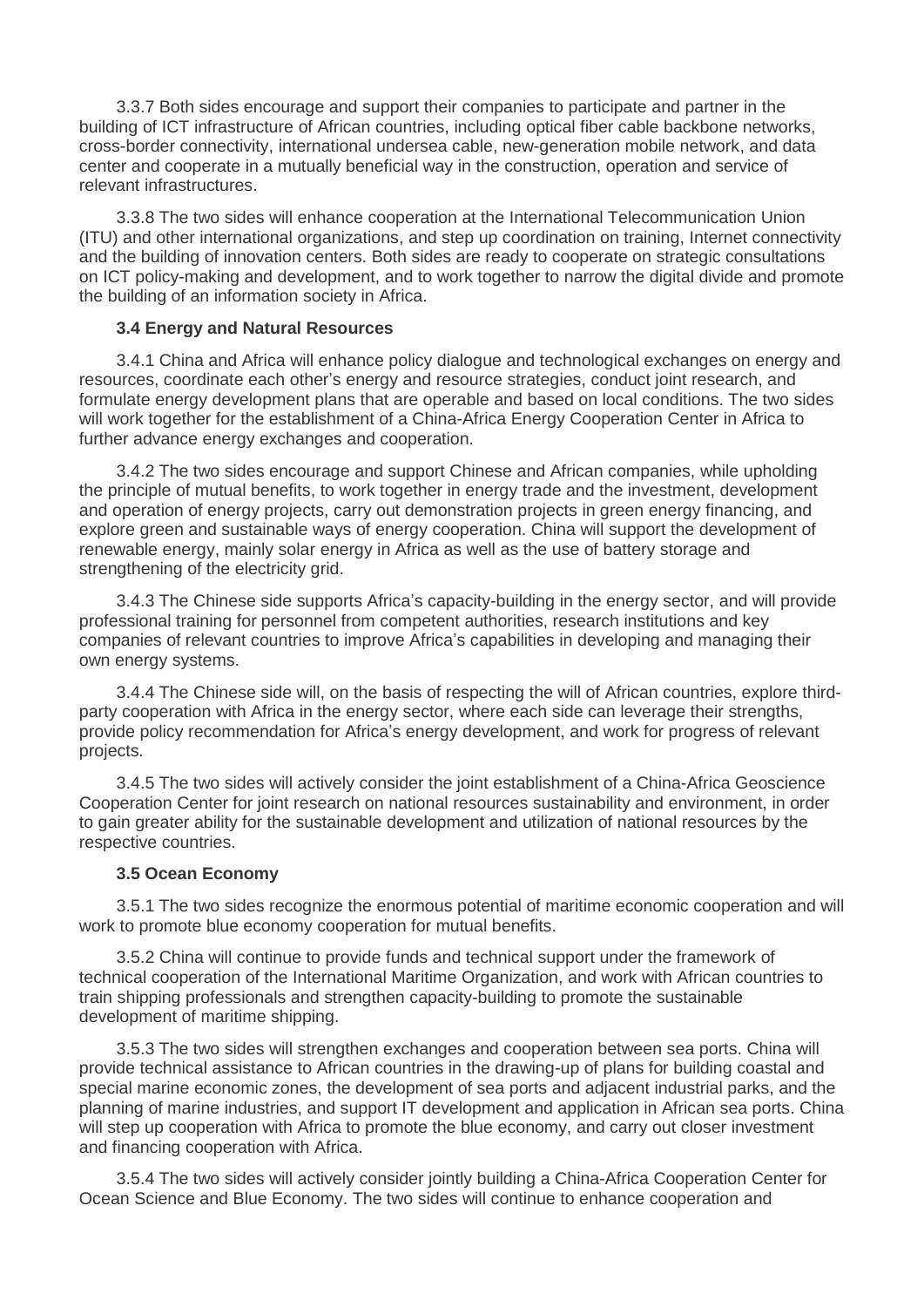3.3.7 Both sides encourage and support their companies to participate and partner in the building of ICT infrastructure of African countries, including optical fiber cable backbone networks, cross-border connectivity, international undersea cable, new-generation mobile network, and data center and cooperate in a mutually beneficial way in the construction, operation and service of relevant infrastructures.

3.3.8 The two sides will enhance cooperation at the International Telecommunication Union (ITU) and other international organizations, and step up coordination on training, Internet connectivity and the building of innovation centers. Both sides are ready to cooperate on strategic consultations on ICT policy-making and development, and to work together to narrow the digital divide and promote the building of an information society in Africa.

**3.4 Energy and Natural Resources**

3.4.1 China and Africa will enhance policy dialogue and technological exchanges on energy and resources, coordinate each other's energy and resource strategies, conduct joint research, and formulate energy development plans that are operable and based on local conditions. The two sides will work together for the establishment of a China-Africa Energy Cooperation Center in Africa to further advance energy exchanges and cooperation.

3.4.2 The two sides encourage and support Chinese and African companies, while upholding the principle of mutual benefits, to work together in energy trade and the investment, development and operation of energy projects, carry out demonstration projects in green energy financing, and explore green and sustainable ways of energy cooperation. China will support the development of renewable energy, mainly solar energy in Africa as well as the use of battery storage and strengthening of the electricity grid.

3.4.3 The Chinese side supports Africa's capacity-building in the energy sector, and will provide professional training for personnel from competent authorities, research institutions and key companies of relevant countries to improve Africa's capabilities in developing and managing their own energy systems.

3.4.4 The Chinese side will, on the basis of respecting the will of African countries, explore third-party cooperation with Africa in the energy sector, where each side can leverage their strengths, provide policy recommendation for Africa's energy development, and work for progress of relevant projects.

3.4.5 The two sides will actively consider the joint establishment of a China-Africa Geoscience Cooperation Center for joint research on national resources sustainability and environment, in order to gain greater ability for the sustainable development and utilization of national resources by the respective countries.

**3.5 Ocean Economy**

3.5.1 The two sides recognize the enormous potential of maritime economic cooperation and will work to promote blue economy cooperation for mutual benefits.

3.5.2 China will continue to provide funds and technical support under the framework of technical cooperation of the International Maritime Organization, and work with African countries to train shipping professionals and strengthen capacity-building to promote the sustainable development of maritime shipping.

3.5.3 The two sides will strengthen exchanges and cooperation between sea ports. China will provide technical assistance to African countries in the drawing-up of plans for building coastal and special marine economic zones, the development of sea ports and adjacent industrial parks, and the planning of marine industries, and support IT development and application in African sea ports. China will step up cooperation with Africa to promote the blue economy, and carry out closer investment and financing cooperation with Africa.

3.5.4 The two sides will actively consider jointly building a China-Africa Cooperation Center for Ocean Science and Blue Economy. The two sides will continue to enhance cooperation and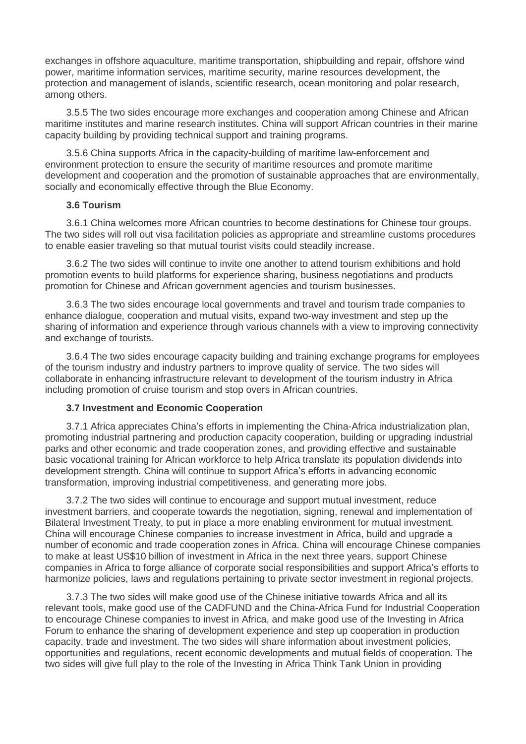exchanges in offshore aquaculture, maritime transportation, shipbuilding and repair, offshore wind power, maritime information services, maritime security, marine resources development, the protection and management of islands, scientific research, ocean monitoring and polar research, among others.

3.5.5 The two sides encourage more exchanges and cooperation among Chinese and African maritime institutes and marine research institutes. China will support African countries in their marine capacity building by providing technical support and training programs.

3.5.6 China supports Africa in the capacity-building of maritime law-enforcement and environment protection to ensure the security of maritime resources and promote maritime development and cooperation and the promotion of sustainable approaches that are environmentally, socially and economically effective through the Blue Economy.

**3.6 Tourism**

3.6.1 China welcomes more African countries to become destinations for Chinese tour groups. The two sides will roll out visa facilitation policies as appropriate and streamline customs procedures to enable easier traveling so that mutual tourist visits could steadily increase.

3.6.2 The two sides will continue to invite one another to attend tourism exhibitions and hold promotion events to build platforms for experience sharing, business negotiations and products promotion for Chinese and African government agencies and tourism businesses.

3.6.3 The two sides encourage local governments and travel and tourism trade companies to enhance dialogue, cooperation and mutual visits, expand two-way investment and step up the sharing of information and experience through various channels with a view to improving connectivity and exchange of tourists.

3.6.4 The two sides encourage capacity building and training exchange programs for employees of the tourism industry and industry partners to improve quality of service. The two sides will collaborate in enhancing infrastructure relevant to development of the tourism industry in Africa including promotion of cruise tourism and stop overs in African countries.

**3.7 Investment and Economic Cooperation**

3.7.1 Africa appreciates China's efforts in implementing the China-Africa industrialization plan, promoting industrial partnering and production capacity cooperation, building or upgrading industrial parks and other economic and trade cooperation zones, and providing effective and sustainable basic vocational training for African workforce to help Africa translate its population dividends into development strength. China will continue to support Africa's efforts in advancing economic transformation, improving industrial competitiveness, and generating more jobs.

3.7.2 The two sides will continue to encourage and support mutual investment, reduce investment barriers, and cooperate towards the negotiation, signing, renewal and implementation of Bilateral Investment Treaty, to put in place a more enabling environment for mutual investment. China will encourage Chinese companies to increase investment in Africa, build and upgrade a number of economic and trade cooperation zones in Africa. China will encourage Chinese companies to make at least US$10 billion of investment in Africa in the next three years, support Chinese companies in Africa to forge alliance of corporate social responsibilities and support Africa's efforts to harmonize policies, laws and regulations pertaining to private sector investment in regional projects.

3.7.3 The two sides will make good use of the Chinese initiative towards Africa and all its relevant tools, make good use of the CADFUND and the China-Africa Fund for Industrial Cooperation to encourage Chinese companies to invest in Africa, and make good use of the Investing in Africa Forum to enhance the sharing of development experience and step up cooperation in production capacity, trade and investment. The two sides will share information about investment policies, opportunities and regulations, recent economic developments and mutual fields of cooperation. The two sides will give full play to the role of the Investing in Africa Think Tank Union in providing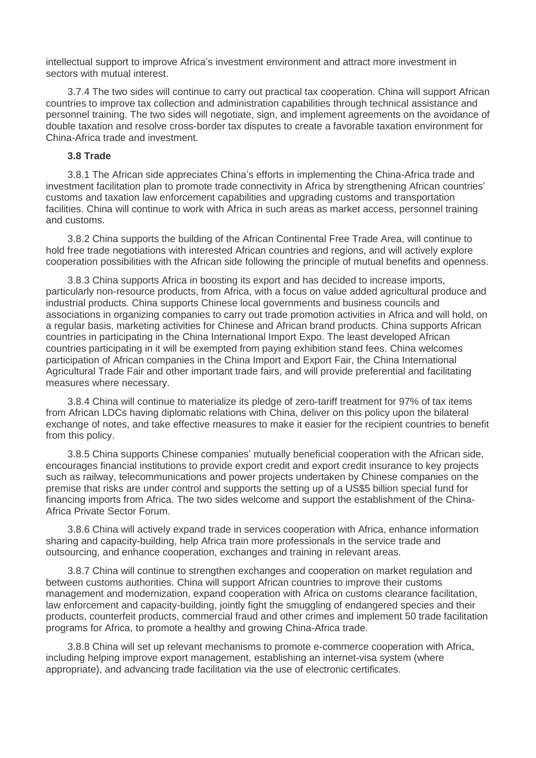intellectual support to improve Africa's investment environment and attract more investment in sectors with mutual interest.

3.7.4 The two sides will continue to carry out practical tax cooperation. China will support African countries to improve tax collection and administration capabilities through technical assistance and personnel training. The two sides will negotiate, sign, and implement agreements on the avoidance of double taxation and resolve cross-border tax disputes to create a favorable taxation environment for China-Africa trade and investment.

**3.8 Trade**

3.8.1 The African side appreciates China's efforts in implementing the China-Africa trade and investment facilitation plan to promote trade connectivity in Africa by strengthening African countries' customs and taxation law enforcement capabilities and upgrading customs and transportation facilities. China will continue to work with Africa in such areas as market access, personnel training and customs.

3.8.2 China supports the building of the African Continental Free Trade Area, will continue to hold free trade negotiations with interested African countries and regions, and will actively explore cooperation possibilities with the African side following the principle of mutual benefits and openness.

3.8.3 China supports Africa in boosting its export and has decided to increase imports, particularly non-resource products, from Africa, with a focus on value added agricultural produce and industrial products. China supports Chinese local governments and business councils and associations in organizing companies to carry out trade promotion activities in Africa and will hold, on a regular basis, marketing activities for Chinese and African brand products. China supports African countries in participating in the China International Import Expo. The least developed African countries participating in it will be exempted from paying exhibition stand fees. China welcomes participation of African companies in the China Import and Export Fair, the China International Agricultural Trade Fair and other important trade fairs, and will provide preferential and facilitating measures where necessary.

3.8.4 China will continue to materialize its pledge of zero-tariff treatment for 97% of tax items from African LDCs having diplomatic relations with China, deliver on this policy upon the bilateral exchange of notes, and take effective measures to make it easier for the recipient countries to benefit from this policy.

3.8.5 China supports Chinese companies' mutually beneficial cooperation with the African side, encourages financial institutions to provide export credit and export credit insurance to key projects such as railway, telecommunications and power projects undertaken by Chinese companies on the premise that risks are under control and supports the setting up of a US$5 billion special fund for financing imports from Africa. The two sides welcome and support the establishment of the China-Africa Private Sector Forum.

3.8.6 China will actively expand trade in services cooperation with Africa, enhance information sharing and capacity-building, help Africa train more professionals in the service trade and outsourcing, and enhance cooperation, exchanges and training in relevant areas.

3.8.7 China will continue to strengthen exchanges and cooperation on market regulation and between customs authorities. China will support African countries to improve their customs management and modernization, expand cooperation with Africa on customs clearance facilitation, law enforcement and capacity-building, jointly fight the smuggling of endangered species and their products, counterfeit products, commercial fraud and other crimes and implement 50 trade facilitation programs for Africa, to promote a healthy and growing China-Africa trade.

3.8.8 China will set up relevant mechanisms to promote e-commerce cooperation with Africa, including helping improve export management, establishing an internet-visa system (where appropriate), and advancing trade facilitation via the use of electronic certificates.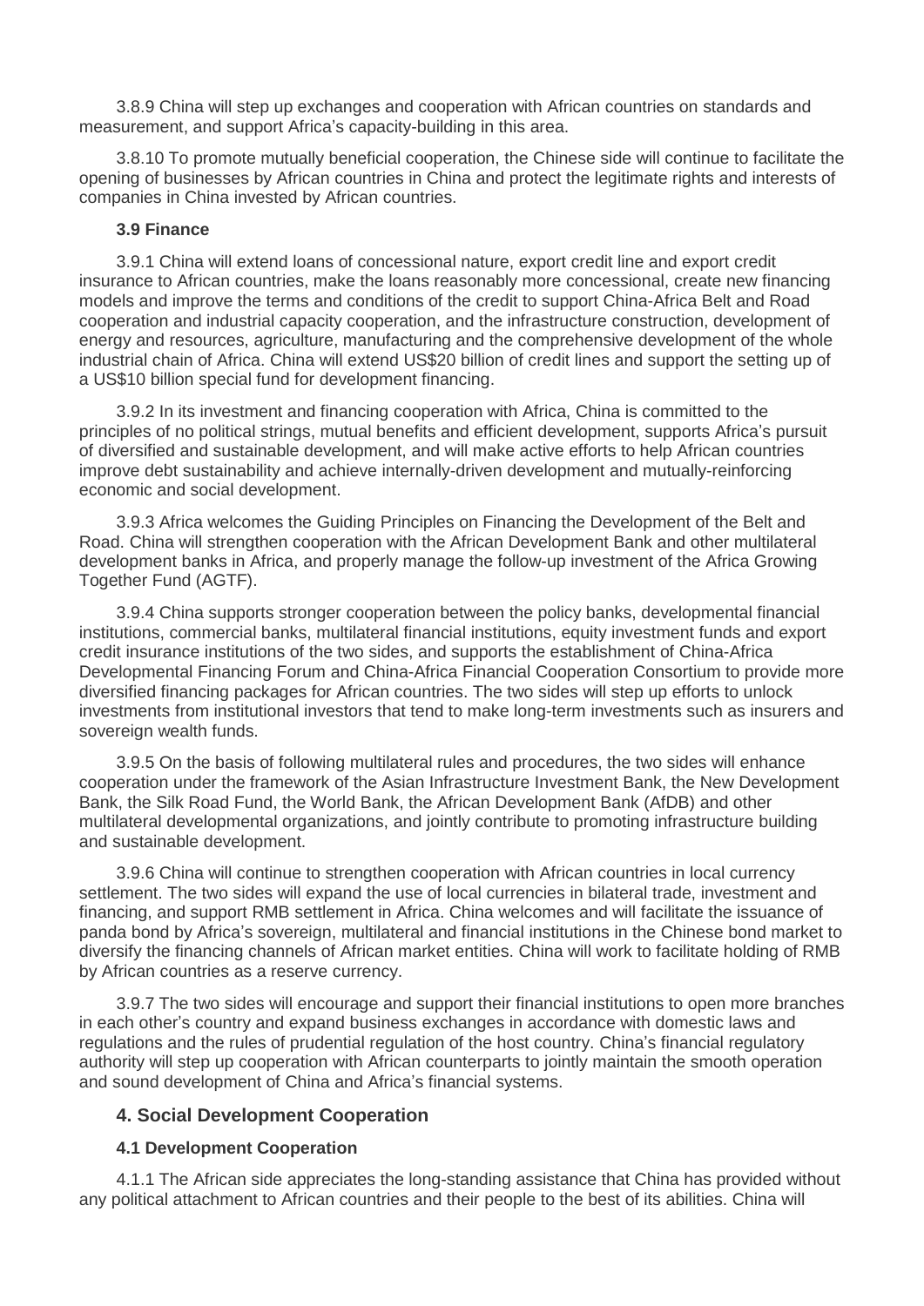3.8.9 China will step up exchanges and cooperation with African countries on standards and measurement, and support Africa's capacity-building in this area.

3.8.10 To promote mutually beneficial cooperation, the Chinese side will continue to facilitate the opening of businesses by African countries in China and protect the legitimate rights and interests of companies in China invested by African countries.

### 3.9 Finance

3.9.1 China will extend loans of concessional nature, export credit line and export credit insurance to African countries, make the loans reasonably more concessional, create new financing models and improve the terms and conditions of the credit to support China-Africa Belt and Road cooperation and industrial capacity cooperation, and the infrastructure construction, development of energy and resources, agriculture, manufacturing and the comprehensive development of the whole industrial chain of Africa. China will extend US$20 billion of credit lines and support the setting up of a US$10 billion special fund for development financing.

3.9.2 In its investment and financing cooperation with Africa, China is committed to the principles of no political strings, mutual benefits and efficient development, supports Africa's pursuit of diversified and sustainable development, and will make active efforts to help African countries improve debt sustainability and achieve internally-driven development and mutually-reinforcing economic and social development.

3.9.3 Africa welcomes the Guiding Principles on Financing the Development of the Belt and Road. China will strengthen cooperation with the African Development Bank and other multilateral development banks in Africa, and properly manage the follow-up investment of the Africa Growing Together Fund (AGTF).

3.9.4 China supports stronger cooperation between the policy banks, developmental financial institutions, commercial banks, multilateral financial institutions, equity investment funds and export credit insurance institutions of the two sides, and supports the establishment of China-Africa Developmental Financing Forum and China-Africa Financial Cooperation Consortium to provide more diversified financing packages for African countries. The two sides will step up efforts to unlock investments from institutional investors that tend to make long-term investments such as insurers and sovereign wealth funds.

3.9.5 On the basis of following multilateral rules and procedures, the two sides will enhance cooperation under the framework of the Asian Infrastructure Investment Bank, the New Development Bank, the Silk Road Fund, the World Bank, the African Development Bank (AfDB) and other multilateral developmental organizations, and jointly contribute to promoting infrastructure building and sustainable development.

3.9.6 China will continue to strengthen cooperation with African countries in local currency settlement. The two sides will expand the use of local currencies in bilateral trade, investment and financing, and support RMB settlement in Africa. China welcomes and will facilitate the issuance of panda bond by Africa's sovereign, multilateral and financial institutions in the Chinese bond market to diversify the financing channels of African market entities. China will work to facilitate holding of RMB by African countries as a reserve currency.

3.9.7 The two sides will encourage and support their financial institutions to open more branches in each other's country and expand business exchanges in accordance with domestic laws and regulations and the rules of prudential regulation of the host country. China's financial regulatory authority will step up cooperation with African counterparts to jointly maintain the smooth operation and sound development of China and Africa's financial systems.

## 4. Social Development Cooperation

### 4.1 Development Cooperation

4.1.1 The African side appreciates the long-standing assistance that China has provided without any political attachment to African countries and their people to the best of its abilities. China will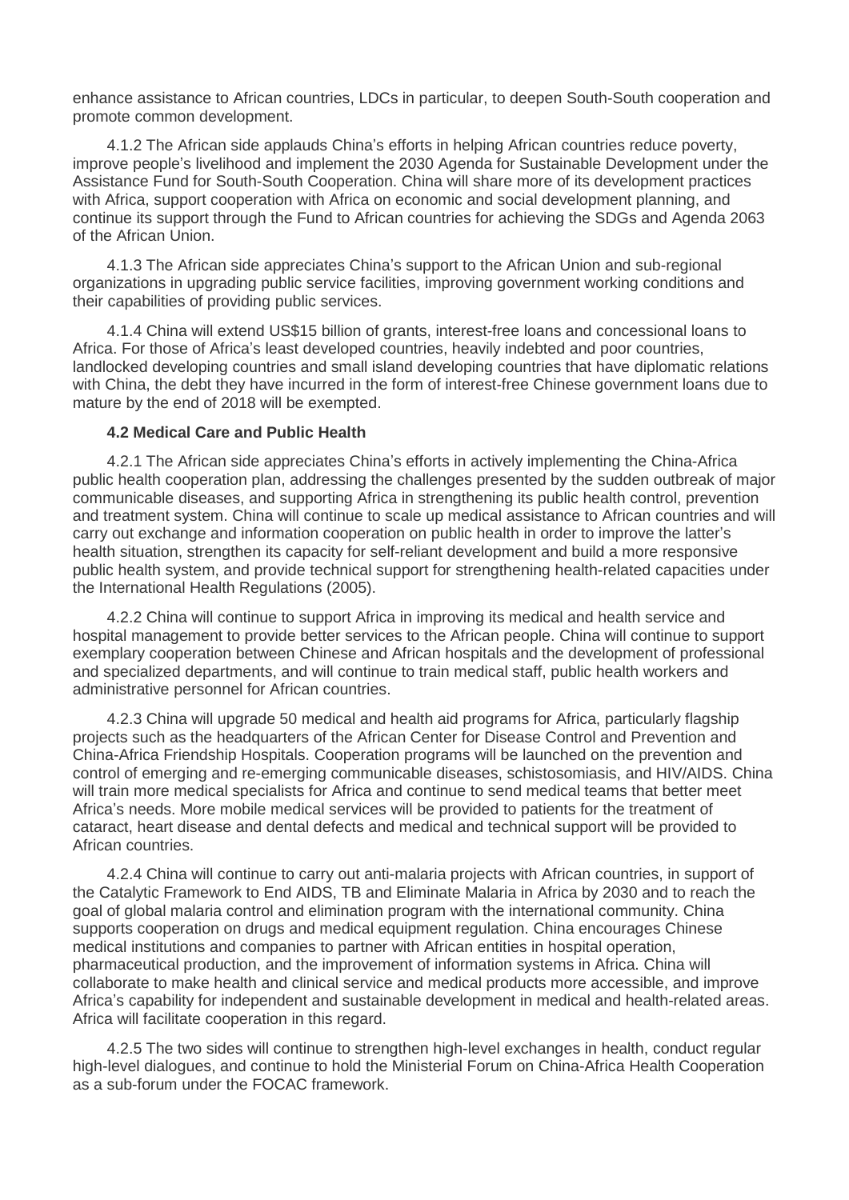enhance assistance to African countries, LDCs in particular, to deepen South-South cooperation and promote common development.

4.1.2 The African side applauds China's efforts in helping African countries reduce poverty, improve people's livelihood and implement the 2030 Agenda for Sustainable Development under the Assistance Fund for South-South Cooperation. China will share more of its development practices with Africa, support cooperation with Africa on economic and social development planning, and continue its support through the Fund to African countries for achieving the SDGs and Agenda 2063 of the African Union.

4.1.3 The African side appreciates China's support to the African Union and sub-regional organizations in upgrading public service facilities, improving government working conditions and their capabilities of providing public services.

4.1.4 China will extend US$15 billion of grants, interest-free loans and concessional loans to Africa. For those of Africa's least developed countries, heavily indebted and poor countries, landlocked developing countries and small island developing countries that have diplomatic relations with China, the debt they have incurred in the form of interest-free Chinese government loans due to mature by the end of 2018 will be exempted.

**4.2 Medical Care and Public Health**

4.2.1 The African side appreciates China's efforts in actively implementing the China-Africa public health cooperation plan, addressing the challenges presented by the sudden outbreak of major communicable diseases, and supporting Africa in strengthening its public health control, prevention and treatment system. China will continue to scale up medical assistance to African countries and will carry out exchange and information cooperation on public health in order to improve the latter's health situation, strengthen its capacity for self-reliant development and build a more responsive public health system, and provide technical support for strengthening health-related capacities under the International Health Regulations (2005).

4.2.2 China will continue to support Africa in improving its medical and health service and hospital management to provide better services to the African people. China will continue to support exemplary cooperation between Chinese and African hospitals and the development of professional and specialized departments, and will continue to train medical staff, public health workers and administrative personnel for African countries.

4.2.3 China will upgrade 50 medical and health aid programs for Africa, particularly flagship projects such as the headquarters of the African Center for Disease Control and Prevention and China-Africa Friendship Hospitals. Cooperation programs will be launched on the prevention and control of emerging and re-emerging communicable diseases, schistosomiasis, and HIV/AIDS. China will train more medical specialists for Africa and continue to send medical teams that better meet Africa's needs. More mobile medical services will be provided to patients for the treatment of cataract, heart disease and dental defects and medical and technical support will be provided to African countries.

4.2.4 China will continue to carry out anti-malaria projects with African countries, in support of the Catalytic Framework to End AIDS, TB and Eliminate Malaria in Africa by 2030 and to reach the goal of global malaria control and elimination program with the international community. China supports cooperation on drugs and medical equipment regulation. China encourages Chinese medical institutions and companies to partner with African entities in hospital operation, pharmaceutical production, and the improvement of information systems in Africa. China will collaborate to make health and clinical service and medical products more accessible, and improve Africa's capability for independent and sustainable development in medical and health-related areas. Africa will facilitate cooperation in this regard.

4.2.5 The two sides will continue to strengthen high-level exchanges in health, conduct regular high-level dialogues, and continue to hold the Ministerial Forum on China-Africa Health Cooperation as a sub-forum under the FOCAC framework.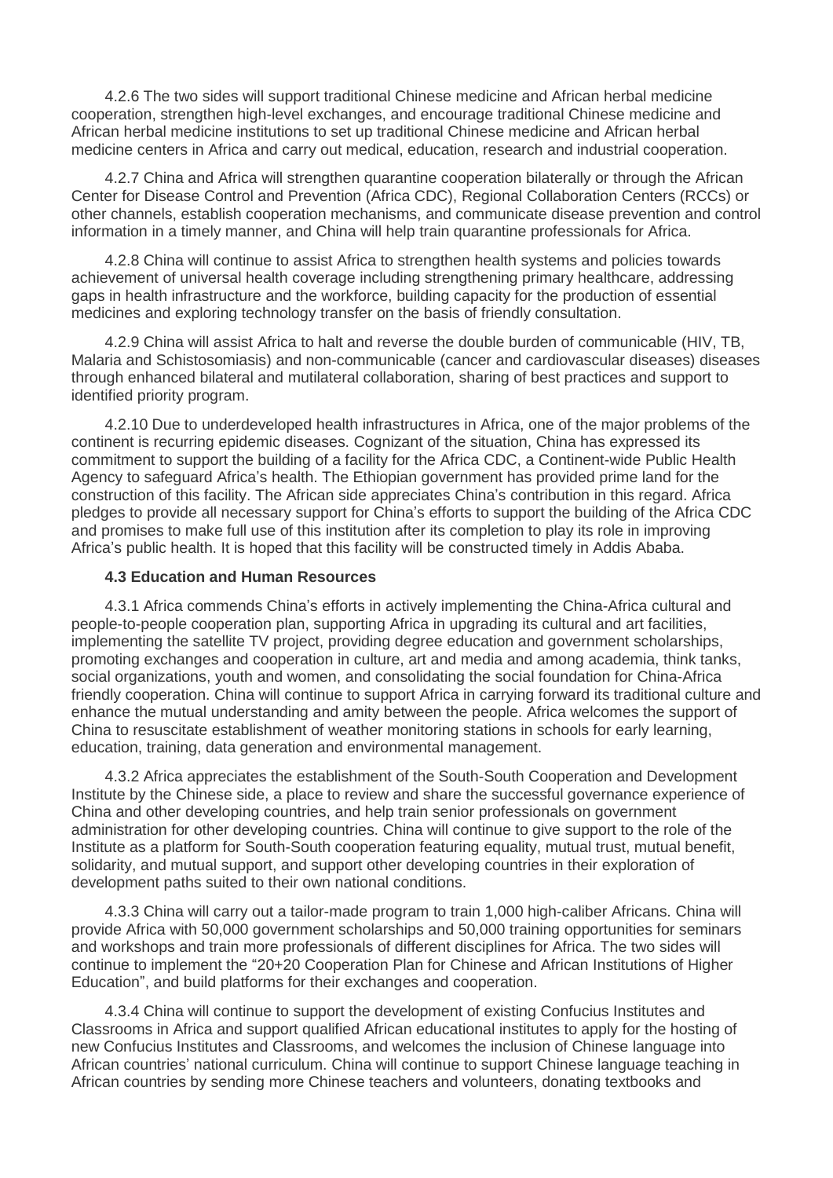4.2.6 The two sides will support traditional Chinese medicine and African herbal medicine cooperation, strengthen high-level exchanges, and encourage traditional Chinese medicine and African herbal medicine institutions to set up traditional Chinese medicine and African herbal medicine centers in Africa and carry out medical, education, research and industrial cooperation.

4.2.7 China and Africa will strengthen quarantine cooperation bilaterally or through the African Center for Disease Control and Prevention (Africa CDC), Regional Collaboration Centers (RCCs) or other channels, establish cooperation mechanisms, and communicate disease prevention and control information in a timely manner, and China will help train quarantine professionals for Africa.

4.2.8 China will continue to assist Africa to strengthen health systems and policies towards achievement of universal health coverage including strengthening primary healthcare, addressing gaps in health infrastructure and the workforce, building capacity for the production of essential medicines and exploring technology transfer on the basis of friendly consultation.

4.2.9 China will assist Africa to halt and reverse the double burden of communicable (HIV, TB, Malaria and Schistosomiasis) and non-communicable (cancer and cardiovascular diseases) diseases through enhanced bilateral and mutilateral collaboration, sharing of best practices and support to identified priority program.

4.2.10 Due to underdeveloped health infrastructures in Africa, one of the major problems of the continent is recurring epidemic diseases. Cognizant of the situation, China has expressed its commitment to support the building of a facility for the Africa CDC, a Continent-wide Public Health Agency to safeguard Africa's health. The Ethiopian government has provided prime land for the construction of this facility. The African side appreciates China's contribution in this regard. Africa pledges to provide all necessary support for China's efforts to support the building of the Africa CDC and promises to make full use of this institution after its completion to play its role in improving Africa's public health. It is hoped that this facility will be constructed timely in Addis Ababa.

**4.3 Education and Human Resources**

4.3.1 Africa commends China's efforts in actively implementing the China-Africa cultural and people-to-people cooperation plan, supporting Africa in upgrading its cultural and art facilities, implementing the satellite TV project, providing degree education and government scholarships, promoting exchanges and cooperation in culture, art and media and among academia, think tanks, social organizations, youth and women, and consolidating the social foundation for China-Africa friendly cooperation. China will continue to support Africa in carrying forward its traditional culture and enhance the mutual understanding and amity between the people. Africa welcomes the support of China to resuscitate establishment of weather monitoring stations in schools for early learning, education, training, data generation and environmental management.

4.3.2 Africa appreciates the establishment of the South-South Cooperation and Development Institute by the Chinese side, a place to review and share the successful governance experience of China and other developing countries, and help train senior professionals on government administration for other developing countries. China will continue to give support to the role of the Institute as a platform for South-South cooperation featuring equality, mutual trust, mutual benefit, solidarity, and mutual support, and support other developing countries in their exploration of development paths suited to their own national conditions.

4.3.3 China will carry out a tailor-made program to train 1,000 high-caliber Africans. China will provide Africa with 50,000 government scholarships and 50,000 training opportunities for seminars and workshops and train more professionals of different disciplines for Africa. The two sides will continue to implement the "20+20 Cooperation Plan for Chinese and African Institutions of Higher Education", and build platforms for their exchanges and cooperation.

4.3.4 China will continue to support the development of existing Confucius Institutes and Classrooms in Africa and support qualified African educational institutes to apply for the hosting of new Confucius Institutes and Classrooms, and welcomes the inclusion of Chinese language into African countries' national curriculum. China will continue to support Chinese language teaching in African countries by sending more Chinese teachers and volunteers, donating textbooks and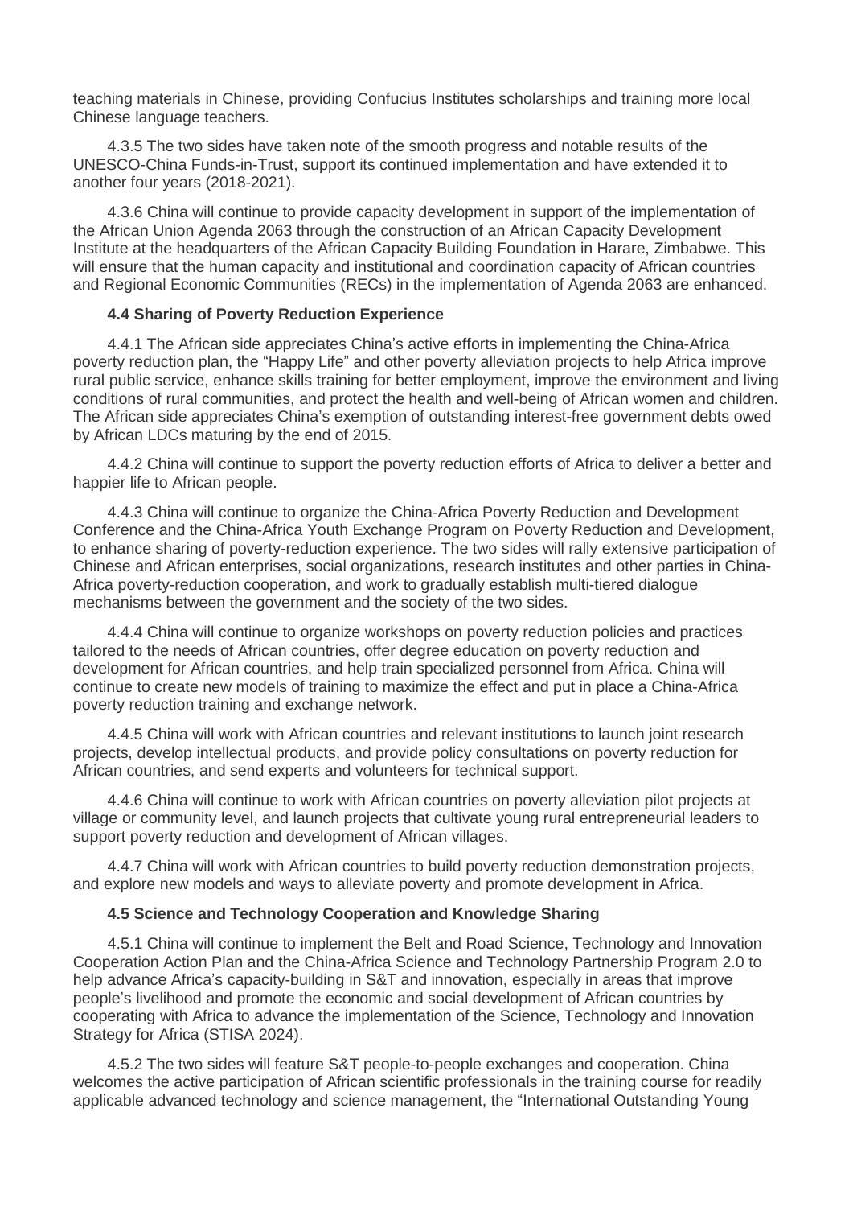teaching materials in Chinese, providing Confucius Institutes scholarships and training more local Chinese language teachers.

4.3.5 The two sides have taken note of the smooth progress and notable results of the UNESCO-China Funds-in-Trust, support its continued implementation and have extended it to another four years (2018-2021).

4.3.6 China will continue to provide capacity development in support of the implementation of the African Union Agenda 2063 through the construction of an African Capacity Development Institute at the headquarters of the African Capacity Building Foundation in Harare, Zimbabwe. This will ensure that the human capacity and institutional and coordination capacity of African countries and Regional Economic Communities (RECs) in the implementation of Agenda 2063 are enhanced.

**4.4 Sharing of Poverty Reduction Experience**

4.4.1 The African side appreciates China's active efforts in implementing the China-Africa poverty reduction plan, the "Happy Life" and other poverty alleviation projects to help Africa improve rural public service, enhance skills training for better employment, improve the environment and living conditions of rural communities, and protect the health and well-being of African women and children. The African side appreciates China's exemption of outstanding interest-free government debts owed by African LDCs maturing by the end of 2015.

4.4.2 China will continue to support the poverty reduction efforts of Africa to deliver a better and happier life to African people.

4.4.3 China will continue to organize the China-Africa Poverty Reduction and Development Conference and the China-Africa Youth Exchange Program on Poverty Reduction and Development, to enhance sharing of poverty-reduction experience. The two sides will rally extensive participation of Chinese and African enterprises, social organizations, research institutes and other parties in China-Africa poverty-reduction cooperation, and work to gradually establish multi-tiered dialogue mechanisms between the government and the society of the two sides.

4.4.4 China will continue to organize workshops on poverty reduction policies and practices tailored to the needs of African countries, offer degree education on poverty reduction and development for African countries, and help train specialized personnel from Africa. China will continue to create new models of training to maximize the effect and put in place a China-Africa poverty reduction training and exchange network.

4.4.5 China will work with African countries and relevant institutions to launch joint research projects, develop intellectual products, and provide policy consultations on poverty reduction for African countries, and send experts and volunteers for technical support.

4.4.6 China will continue to work with African countries on poverty alleviation pilot projects at village or community level, and launch projects that cultivate young rural entrepreneurial leaders to support poverty reduction and development of African villages.

4.4.7 China will work with African countries to build poverty reduction demonstration projects, and explore new models and ways to alleviate poverty and promote development in Africa.

**4.5 Science and Technology Cooperation and Knowledge Sharing**

4.5.1 China will continue to implement the Belt and Road Science, Technology and Innovation Cooperation Action Plan and the China-Africa Science and Technology Partnership Program 2.0 to help advance Africa's capacity-building in S&T and innovation, especially in areas that improve people's livelihood and promote the economic and social development of African countries by cooperating with Africa to advance the implementation of the Science, Technology and Innovation Strategy for Africa (STISA 2024).

4.5.2 The two sides will feature S&T people-to-people exchanges and cooperation. China welcomes the active participation of African scientific professionals in the training course for readily applicable advanced technology and science management, the "International Outstanding Young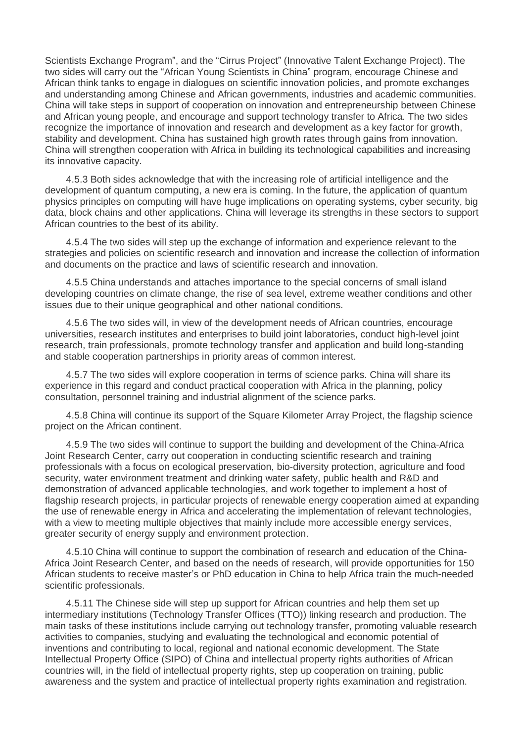Scientists Exchange Program", and the "Cirrus Project" (Innovative Talent Exchange Project). The two sides will carry out the "African Young Scientists in China" program, encourage Chinese and African think tanks to engage in dialogues on scientific innovation policies, and promote exchanges and understanding among Chinese and African governments, industries and academic communities. China will take steps in support of cooperation on innovation and entrepreneurship between Chinese and African young people, and encourage and support technology transfer to Africa. The two sides recognize the importance of innovation and research and development as a key factor for growth, stability and development. China has sustained high growth rates through gains from innovation. China will strengthen cooperation with Africa in building its technological capabilities and increasing its innovative capacity.

4.5.3 Both sides acknowledge that with the increasing role of artificial intelligence and the development of quantum computing, a new era is coming. In the future, the application of quantum physics principles on computing will have huge implications on operating systems, cyber security, big data, block chains and other applications. China will leverage its strengths in these sectors to support African countries to the best of its ability.

4.5.4 The two sides will step up the exchange of information and experience relevant to the strategies and policies on scientific research and innovation and increase the collection of information and documents on the practice and laws of scientific research and innovation.

4.5.5 China understands and attaches importance to the special concerns of small island developing countries on climate change, the rise of sea level, extreme weather conditions and other issues due to their unique geographical and other national conditions.

4.5.6 The two sides will, in view of the development needs of African countries, encourage universities, research institutes and enterprises to build joint laboratories, conduct high-level joint research, train professionals, promote technology transfer and application and build long-standing and stable cooperation partnerships in priority areas of common interest.

4.5.7 The two sides will explore cooperation in terms of science parks. China will share its experience in this regard and conduct practical cooperation with Africa in the planning, policy consultation, personnel training and industrial alignment of the science parks.

4.5.8 China will continue its support of the Square Kilometer Array Project, the flagship science project on the African continent.

4.5.9 The two sides will continue to support the building and development of the China-Africa Joint Research Center, carry out cooperation in conducting scientific research and training professionals with a focus on ecological preservation, bio-diversity protection, agriculture and food security, water environment treatment and drinking water safety, public health and R&D and demonstration of advanced applicable technologies, and work together to implement a host of flagship research projects, in particular projects of renewable energy cooperation aimed at expanding the use of renewable energy in Africa and accelerating the implementation of relevant technologies, with a view to meeting multiple objectives that mainly include more accessible energy services, greater security of energy supply and environment protection.

4.5.10 China will continue to support the combination of research and education of the China-Africa Joint Research Center, and based on the needs of research, will provide opportunities for 150 African students to receive master's or PhD education in China to help Africa train the much-needed scientific professionals.

4.5.11 The Chinese side will step up support for African countries and help them set up intermediary institutions (Technology Transfer Offices (TTO)) linking research and production. The main tasks of these institutions include carrying out technology transfer, promoting valuable research activities to companies, studying and evaluating the technological and economic potential of inventions and contributing to local, regional and national economic development. The State Intellectual Property Office (SIPO) of China and intellectual property rights authorities of African countries will, in the field of intellectual property rights, step up cooperation on training, public awareness and the system and practice of intellectual property rights examination and registration.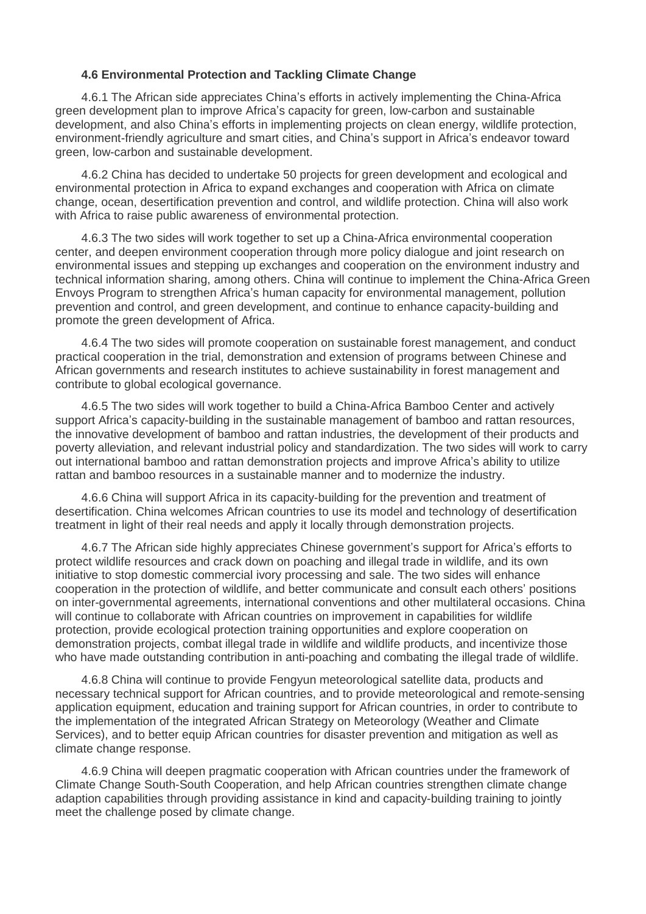### 4.6 Environmental Protection and Tackling Climate Change

4.6.1 The African side appreciates China's efforts in actively implementing the China-Africa green development plan to improve Africa's capacity for green, low-carbon and sustainable development, and also China's efforts in implementing projects on clean energy, wildlife protection, environment-friendly agriculture and smart cities, and China's support in Africa's endeavor toward green, low-carbon and sustainable development.

4.6.2 China has decided to undertake 50 projects for green development and ecological and environmental protection in Africa to expand exchanges and cooperation with Africa on climate change, ocean, desertification prevention and control, and wildlife protection. China will also work with Africa to raise public awareness of environmental protection.

4.6.3 The two sides will work together to set up a China-Africa environmental cooperation center, and deepen environment cooperation through more policy dialogue and joint research on environmental issues and stepping up exchanges and cooperation on the environment industry and technical information sharing, among others. China will continue to implement the China-Africa Green Envoys Program to strengthen Africa's human capacity for environmental management, pollution prevention and control, and green development, and continue to enhance capacity-building and promote the green development of Africa.

4.6.4 The two sides will promote cooperation on sustainable forest management, and conduct practical cooperation in the trial, demonstration and extension of programs between Chinese and African governments and research institutes to achieve sustainability in forest management and contribute to global ecological governance.

4.6.5 The two sides will work together to build a China-Africa Bamboo Center and actively support Africa's capacity-building in the sustainable management of bamboo and rattan resources, the innovative development of bamboo and rattan industries, the development of their products and poverty alleviation, and relevant industrial policy and standardization. The two sides will work to carry out international bamboo and rattan demonstration projects and improve Africa's ability to utilize rattan and bamboo resources in a sustainable manner and to modernize the industry.

4.6.6 China will support Africa in its capacity-building for the prevention and treatment of desertification. China welcomes African countries to use its model and technology of desertification treatment in light of their real needs and apply it locally through demonstration projects.

4.6.7 The African side highly appreciates Chinese government's support for Africa's efforts to protect wildlife resources and crack down on poaching and illegal trade in wildlife, and its own initiative to stop domestic commercial ivory processing and sale. The two sides will enhance cooperation in the protection of wildlife, and better communicate and consult each others' positions on inter-governmental agreements, international conventions and other multilateral occasions. China will continue to collaborate with African countries on improvement in capabilities for wildlife protection, provide ecological protection training opportunities and explore cooperation on demonstration projects, combat illegal trade in wildlife and wildlife products, and incentivize those who have made outstanding contribution in anti-poaching and combating the illegal trade of wildlife.

4.6.8 China will continue to provide Fengyun meteorological satellite data, products and necessary technical support for African countries, and to provide meteorological and remote-sensing application equipment, education and training support for African countries, in order to contribute to the implementation of the integrated African Strategy on Meteorology (Weather and Climate Services), and to better equip African countries for disaster prevention and mitigation as well as climate change response.

4.6.9 China will deepen pragmatic cooperation with African countries under the framework of Climate Change South-South Cooperation, and help African countries strengthen climate change adaption capabilities through providing assistance in kind and capacity-building training to jointly meet the challenge posed by climate change.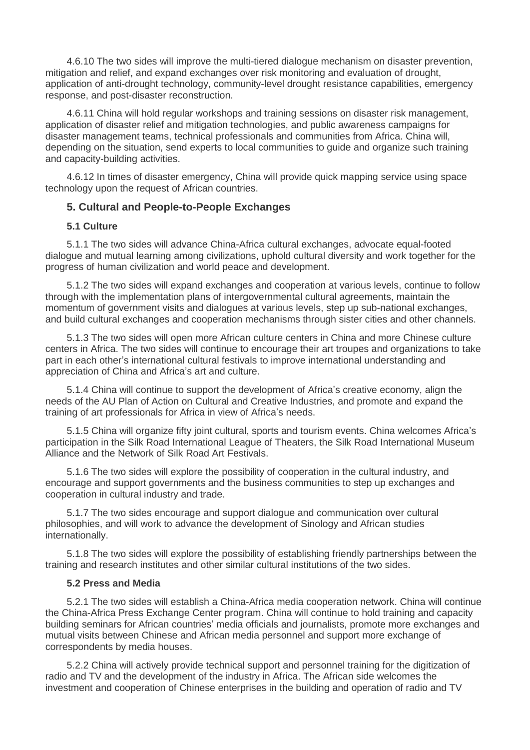4.6.10 The two sides will improve the multi-tiered dialogue mechanism on disaster prevention, mitigation and relief, and expand exchanges over risk monitoring and evaluation of drought, application of anti-drought technology, community-level drought resistance capabilities, emergency response, and post-disaster reconstruction.

4.6.11 China will hold regular workshops and training sessions on disaster risk management, application of disaster relief and mitigation technologies, and public awareness campaigns for disaster management teams, technical professionals and communities from Africa. China will, depending on the situation, send experts to local communities to guide and organize such training and capacity-building activities.

4.6.12 In times of disaster emergency, China will provide quick mapping service using space technology upon the request of African countries.

## 5. Cultural and People-to-People Exchanges

### 5.1 Culture

5.1.1 The two sides will advance China-Africa cultural exchanges, advocate equal-footed dialogue and mutual learning among civilizations, uphold cultural diversity and work together for the progress of human civilization and world peace and development.

5.1.2 The two sides will expand exchanges and cooperation at various levels, continue to follow through with the implementation plans of intergovernmental cultural agreements, maintain the momentum of government visits and dialogues at various levels, step up sub-national exchanges, and build cultural exchanges and cooperation mechanisms through sister cities and other channels.

5.1.3 The two sides will open more African culture centers in China and more Chinese culture centers in Africa. The two sides will continue to encourage their art troupes and organizations to take part in each other's international cultural festivals to improve international understanding and appreciation of China and Africa's art and culture.

5.1.4 China will continue to support the development of Africa's creative economy, align the needs of the AU Plan of Action on Cultural and Creative Industries, and promote and expand the training of art professionals for Africa in view of Africa's needs.

5.1.5 China will organize fifty joint cultural, sports and tourism events. China welcomes Africa's participation in the Silk Road International League of Theaters, the Silk Road International Museum Alliance and the Network of Silk Road Art Festivals.

5.1.6 The two sides will explore the possibility of cooperation in the cultural industry, and encourage and support governments and the business communities to step up exchanges and cooperation in cultural industry and trade.

5.1.7 The two sides encourage and support dialogue and communication over cultural philosophies, and will work to advance the development of Sinology and African studies internationally.

5.1.8 The two sides will explore the possibility of establishing friendly partnerships between the training and research institutes and other similar cultural institutions of the two sides.

### 5.2 Press and Media

5.2.1 The two sides will establish a China-Africa media cooperation network. China will continue the China-Africa Press Exchange Center program. China will continue to hold training and capacity building seminars for African countries' media officials and journalists, promote more exchanges and mutual visits between Chinese and African media personnel and support more exchange of correspondents by media houses.

5.2.2 China will actively provide technical support and personnel training for the digitization of radio and TV and the development of the industry in Africa. The African side welcomes the investment and cooperation of Chinese enterprises in the building and operation of radio and TV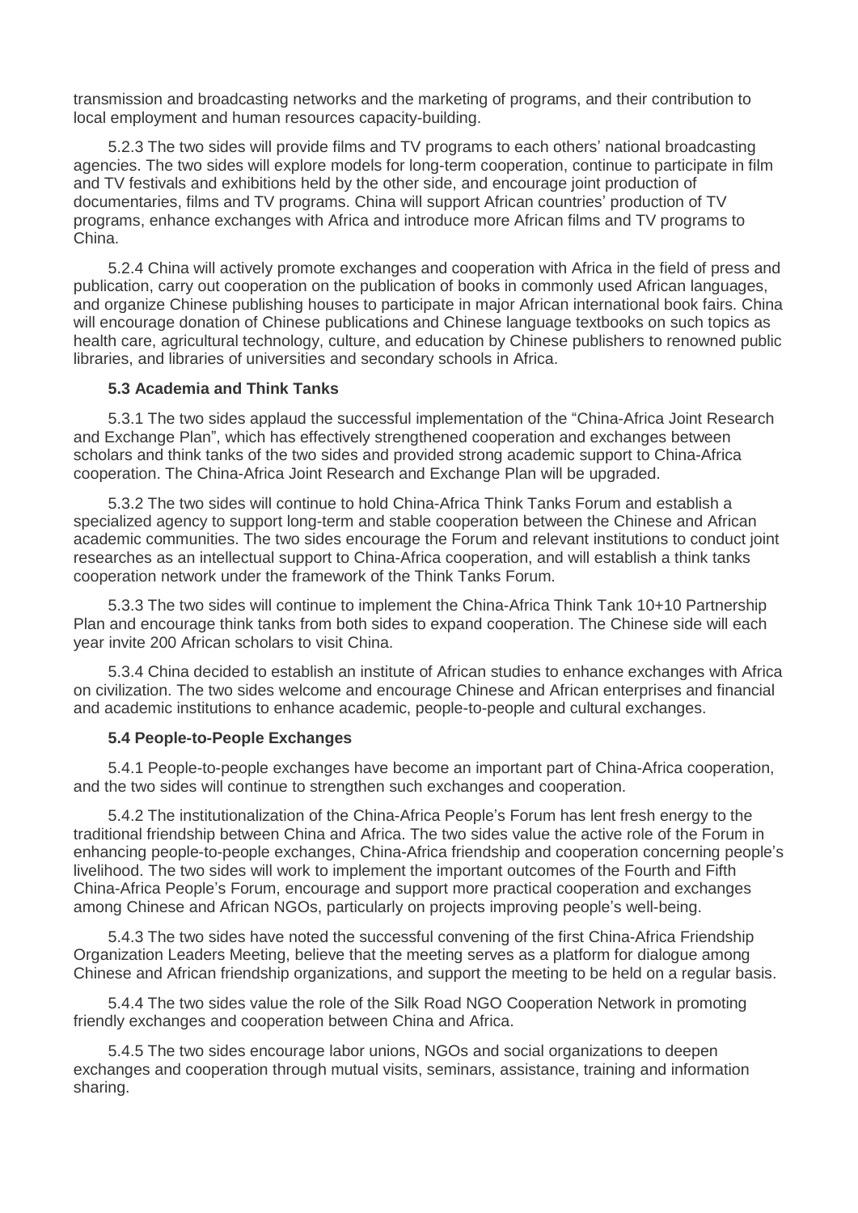transmission and broadcasting networks and the marketing of programs, and their contribution to local employment and human resources capacity-building.

5.2.3 The two sides will provide films and TV programs to each others' national broadcasting agencies. The two sides will explore models for long-term cooperation, continue to participate in film and TV festivals and exhibitions held by the other side, and encourage joint production of documentaries, films and TV programs. China will support African countries' production of TV programs, enhance exchanges with Africa and introduce more African films and TV programs to China.

5.2.4 China will actively promote exchanges and cooperation with Africa in the field of press and publication, carry out cooperation on the publication of books in commonly used African languages, and organize Chinese publishing houses to participate in major African international book fairs. China will encourage donation of Chinese publications and Chinese language textbooks on such topics as health care, agricultural technology, culture, and education by Chinese publishers to renowned public libraries, and libraries of universities and secondary schools in Africa.

**5.3 Academia and Think Tanks**

5.3.1 The two sides applaud the successful implementation of the "China-Africa Joint Research and Exchange Plan", which has effectively strengthened cooperation and exchanges between scholars and think tanks of the two sides and provided strong academic support to China-Africa cooperation. The China-Africa Joint Research and Exchange Plan will be upgraded.

5.3.2 The two sides will continue to hold China-Africa Think Tanks Forum and establish a specialized agency to support long-term and stable cooperation between the Chinese and African academic communities. The two sides encourage the Forum and relevant institutions to conduct joint researches as an intellectual support to China-Africa cooperation, and will establish a think tanks cooperation network under the framework of the Think Tanks Forum.

5.3.3 The two sides will continue to implement the China-Africa Think Tank 10+10 Partnership Plan and encourage think tanks from both sides to expand cooperation. The Chinese side will each year invite 200 African scholars to visit China.

5.3.4 China decided to establish an institute of African studies to enhance exchanges with Africa on civilization. The two sides welcome and encourage Chinese and African enterprises and financial and academic institutions to enhance academic, people-to-people and cultural exchanges.

**5.4 People-to-People Exchanges**

5.4.1 People-to-people exchanges have become an important part of China-Africa cooperation, and the two sides will continue to strengthen such exchanges and cooperation.

5.4.2 The institutionalization of the China-Africa People's Forum has lent fresh energy to the traditional friendship between China and Africa. The two sides value the active role of the Forum in enhancing people-to-people exchanges, China-Africa friendship and cooperation concerning people's livelihood. The two sides will work to implement the important outcomes of the Fourth and Fifth China-Africa People's Forum, encourage and support more practical cooperation and exchanges among Chinese and African NGOs, particularly on projects improving people's well-being.

5.4.3 The two sides have noted the successful convening of the first China-Africa Friendship Organization Leaders Meeting, believe that the meeting serves as a platform for dialogue among Chinese and African friendship organizations, and support the meeting to be held on a regular basis.

5.4.4 The two sides value the role of the Silk Road NGO Cooperation Network in promoting friendly exchanges and cooperation between China and Africa.

5.4.5 The two sides encourage labor unions, NGOs and social organizations to deepen exchanges and cooperation through mutual visits, seminars, assistance, training and information sharing.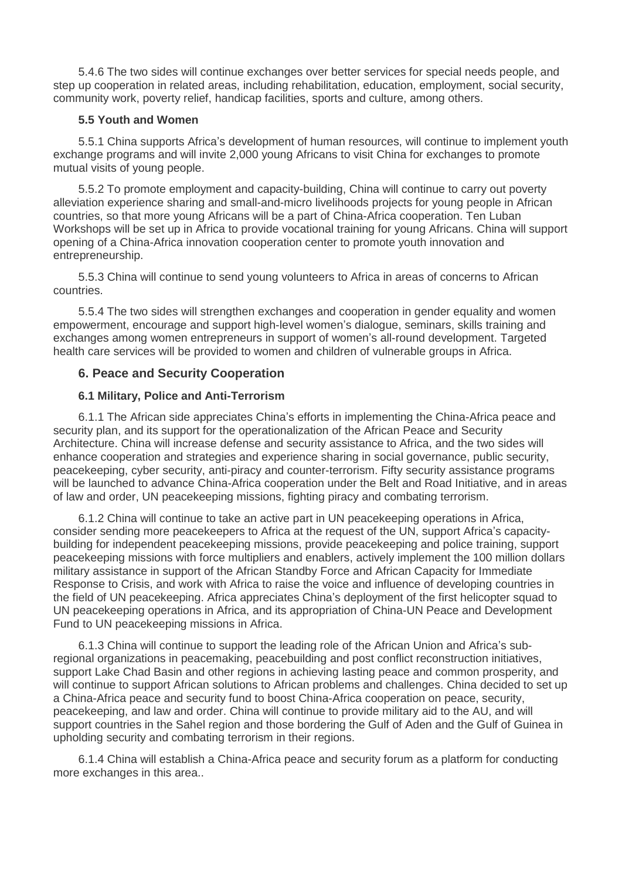5.4.6 The two sides will continue exchanges over better services for special needs people, and step up cooperation in related areas, including rehabilitation, education, employment, social security, community work, poverty relief, handicap facilities, sports and culture, among others.

### 5.5 Youth and Women

5.5.1 China supports Africa's development of human resources, will continue to implement youth exchange programs and will invite 2,000 young Africans to visit China for exchanges to promote mutual visits of young people.

5.5.2 To promote employment and capacity-building, China will continue to carry out poverty alleviation experience sharing and small-and-micro livelihoods projects for young people in African countries, so that more young Africans will be a part of China-Africa cooperation. Ten Luban Workshops will be set up in Africa to provide vocational training for young Africans. China will support opening of a China-Africa innovation cooperation center to promote youth innovation and entrepreneurship.

5.5.3 China will continue to send young volunteers to Africa in areas of concerns to African countries.

5.5.4 The two sides will strengthen exchanges and cooperation in gender equality and women empowerment, encourage and support high-level women's dialogue, seminars, skills training and exchanges among women entrepreneurs in support of women's all-round development. Targeted health care services will be provided to women and children of vulnerable groups in Africa.

## 6. Peace and Security Cooperation

### 6.1 Military, Police and Anti-Terrorism

6.1.1 The African side appreciates China's efforts in implementing the China-Africa peace and security plan, and its support for the operationalization of the African Peace and Security Architecture. China will increase defense and security assistance to Africa, and the two sides will enhance cooperation and strategies and experience sharing in social governance, public security, peacekeeping, cyber security, anti-piracy and counter-terrorism. Fifty security assistance programs will be launched to advance China-Africa cooperation under the Belt and Road Initiative, and in areas of law and order, UN peacekeeping missions, fighting piracy and combating terrorism.

6.1.2 China will continue to take an active part in UN peacekeeping operations in Africa, consider sending more peacekeepers to Africa at the request of the UN, support Africa's capacity-building for independent peacekeeping missions, provide peacekeeping and police training, support peacekeeping missions with force multipliers and enablers, actively implement the 100 million dollars military assistance in support of the African Standby Force and African Capacity for Immediate Response to Crisis, and work with Africa to raise the voice and influence of developing countries in the field of UN peacekeeping. Africa appreciates China's deployment of the first helicopter squad to UN peacekeeping operations in Africa, and its appropriation of China-UN Peace and Development Fund to UN peacekeeping missions in Africa.

6.1.3 China will continue to support the leading role of the African Union and Africa's sub-regional organizations in peacemaking, peacebuilding and post conflict reconstruction initiatives, support Lake Chad Basin and other regions in achieving lasting peace and common prosperity, and will continue to support African solutions to African problems and challenges. China decided to set up a China-Africa peace and security fund to boost China-Africa cooperation on peace, security, peacekeeping, and law and order. China will continue to provide military aid to the AU, and will support countries in the Sahel region and those bordering the Gulf of Aden and the Gulf of Guinea in upholding security and combating terrorism in their regions.

6.1.4 China will establish a China-Africa peace and security forum as a platform for conducting more exchanges in this area..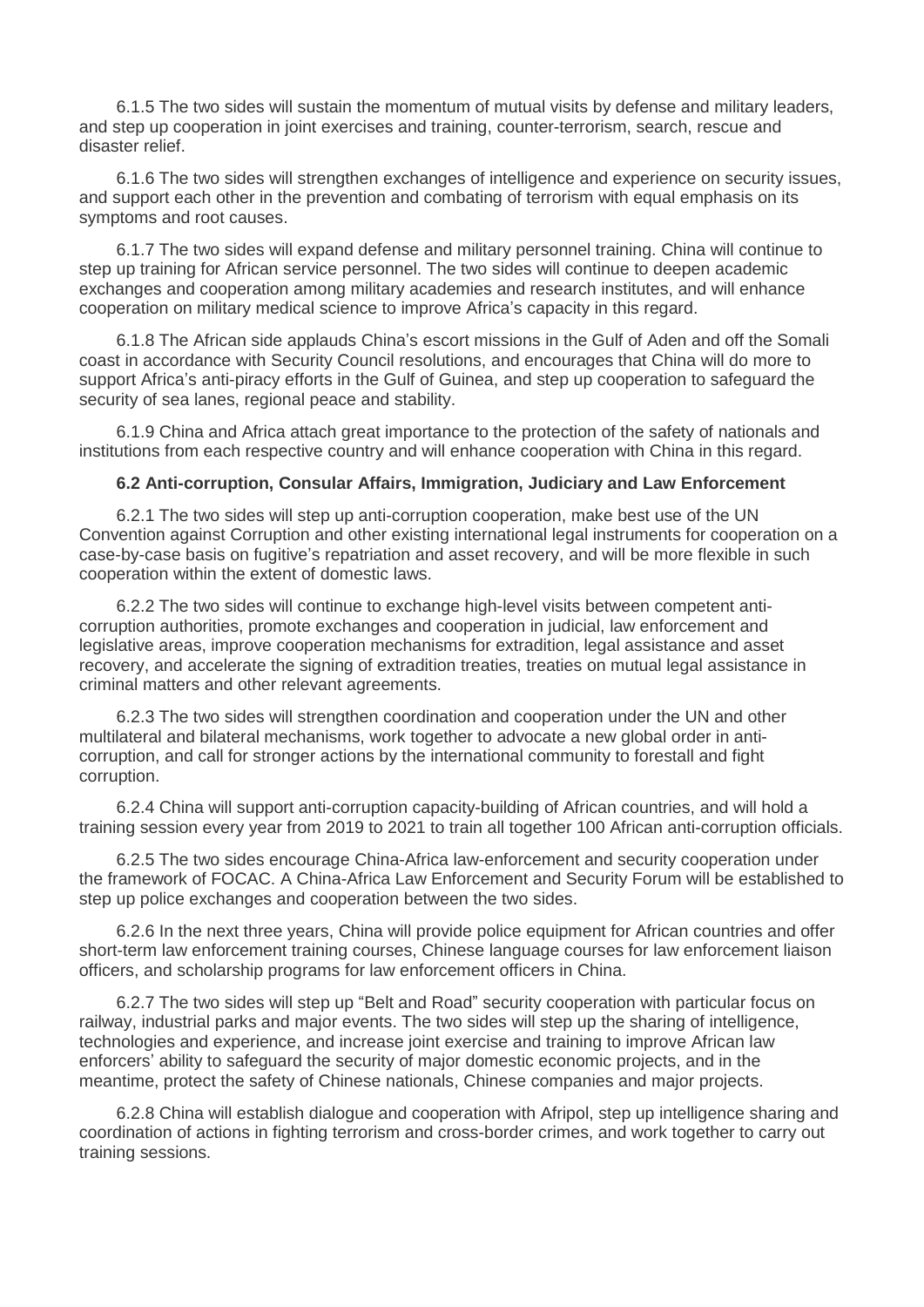6.1.5 The two sides will sustain the momentum of mutual visits by defense and military leaders, and step up cooperation in joint exercises and training, counter-terrorism, search, rescue and disaster relief.

6.1.6 The two sides will strengthen exchanges of intelligence and experience on security issues, and support each other in the prevention and combating of terrorism with equal emphasis on its symptoms and root causes.

6.1.7 The two sides will expand defense and military personnel training. China will continue to step up training for African service personnel. The two sides will continue to deepen academic exchanges and cooperation among military academies and research institutes, and will enhance cooperation on military medical science to improve Africa's capacity in this regard.

6.1.8 The African side applauds China's escort missions in the Gulf of Aden and off the Somali coast in accordance with Security Council resolutions, and encourages that China will do more to support Africa's anti-piracy efforts in the Gulf of Guinea, and step up cooperation to safeguard the security of sea lanes, regional peace and stability.

6.1.9 China and Africa attach great importance to the protection of the safety of nationals and institutions from each respective country and will enhance cooperation with China in this regard.

**6.2 Anti-corruption, Consular Affairs, Immigration, Judiciary and Law Enforcement**

6.2.1 The two sides will step up anti-corruption cooperation, make best use of the UN Convention against Corruption and other existing international legal instruments for cooperation on a case-by-case basis on fugitive's repatriation and asset recovery, and will be more flexible in such cooperation within the extent of domestic laws.

6.2.2 The two sides will continue to exchange high-level visits between competent anti-corruption authorities, promote exchanges and cooperation in judicial, law enforcement and legislative areas, improve cooperation mechanisms for extradition, legal assistance and asset recovery, and accelerate the signing of extradition treaties, treaties on mutual legal assistance in criminal matters and other relevant agreements.

6.2.3 The two sides will strengthen coordination and cooperation under the UN and other multilateral and bilateral mechanisms, work together to advocate a new global order in anti-corruption, and call for stronger actions by the international community to forestall and fight corruption.

6.2.4 China will support anti-corruption capacity-building of African countries, and will hold a training session every year from 2019 to 2021 to train all together 100 African anti-corruption officials.

6.2.5 The two sides encourage China-Africa law-enforcement and security cooperation under the framework of FOCAC. A China-Africa Law Enforcement and Security Forum will be established to step up police exchanges and cooperation between the two sides.

6.2.6 In the next three years, China will provide police equipment for African countries and offer short-term law enforcement training courses, Chinese language courses for law enforcement liaison officers, and scholarship programs for law enforcement officers in China.

6.2.7 The two sides will step up "Belt and Road" security cooperation with particular focus on railway, industrial parks and major events. The two sides will step up the sharing of intelligence, technologies and experience, and increase joint exercise and training to improve African law enforcers' ability to safeguard the security of major domestic economic projects, and in the meantime, protect the safety of Chinese nationals, Chinese companies and major projects.

6.2.8 China will establish dialogue and cooperation with Afripol, step up intelligence sharing and coordination of actions in fighting terrorism and cross-border crimes, and work together to carry out training sessions.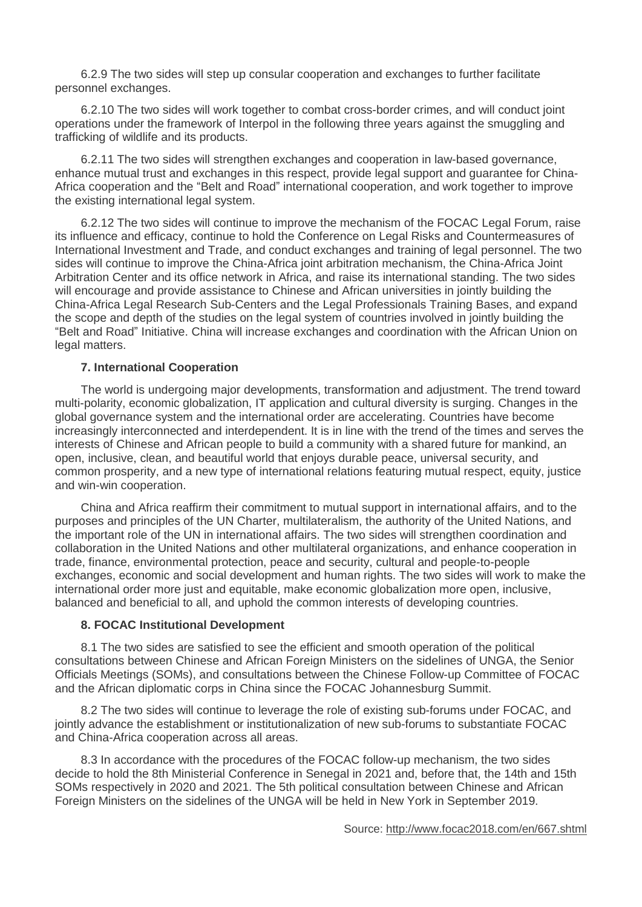6.2.9 The two sides will step up consular cooperation and exchanges to further facilitate personnel exchanges.

6.2.10 The two sides will work together to combat cross-border crimes, and will conduct joint operations under the framework of Interpol in the following three years against the smuggling and trafficking of wildlife and its products.

6.2.11 The two sides will strengthen exchanges and cooperation in law-based governance, enhance mutual trust and exchanges in this respect, provide legal support and guarantee for China-Africa cooperation and the "Belt and Road" international cooperation, and work together to improve the existing international legal system.

6.2.12 The two sides will continue to improve the mechanism of the FOCAC Legal Forum, raise its influence and efficacy, continue to hold the Conference on Legal Risks and Countermeasures of International Investment and Trade, and conduct exchanges and training of legal personnel. The two sides will continue to improve the China-Africa joint arbitration mechanism, the China-Africa Joint Arbitration Center and its office network in Africa, and raise its international standing. The two sides will encourage and provide assistance to Chinese and African universities in jointly building the China-Africa Legal Research Sub-Centers and the Legal Professionals Training Bases, and expand the scope and depth of the studies on the legal system of countries involved in jointly building the "Belt and Road" Initiative. China will increase exchanges and coordination with the African Union on legal matters.

### 7. International Cooperation

The world is undergoing major developments, transformation and adjustment. The trend toward multi-polarity, economic globalization, IT application and cultural diversity is surging. Changes in the global governance system and the international order are accelerating. Countries have become increasingly interconnected and interdependent. It is in line with the trend of the times and serves the interests of Chinese and African people to build a community with a shared future for mankind, an open, inclusive, clean, and beautiful world that enjoys durable peace, universal security, and common prosperity, and a new type of international relations featuring mutual respect, equity, justice and win-win cooperation.

China and Africa reaffirm their commitment to mutual support in international affairs, and to the purposes and principles of the UN Charter, multilateralism, the authority of the United Nations, and the important role of the UN in international affairs. The two sides will strengthen coordination and collaboration in the United Nations and other multilateral organizations, and enhance cooperation in trade, finance, environmental protection, peace and security, cultural and people-to-people exchanges, economic and social development and human rights. The two sides will work to make the international order more just and equitable, make economic globalization more open, inclusive, balanced and beneficial to all, and uphold the common interests of developing countries.

### 8. FOCAC Institutional Development

8.1 The two sides are satisfied to see the efficient and smooth operation of the political consultations between Chinese and African Foreign Ministers on the sidelines of UNGA, the Senior Officials Meetings (SOMs), and consultations between the Chinese Follow-up Committee of FOCAC and the African diplomatic corps in China since the FOCAC Johannesburg Summit.

8.2 The two sides will continue to leverage the role of existing sub-forums under FOCAC, and jointly advance the establishment or institutionalization of new sub-forums to substantiate FOCAC and China-Africa cooperation across all areas.

8.3 In accordance with the procedures of the FOCAC follow-up mechanism, the two sides decide to hold the 8th Ministerial Conference in Senegal in 2021 and, before that, the 14th and 15th SOMs respectively in 2020 and 2021. The 5th political consultation between Chinese and African Foreign Ministers on the sidelines of the UNGA will be held in New York in September 2019.

Source: http://www.focac2018.com/en/667.shtml